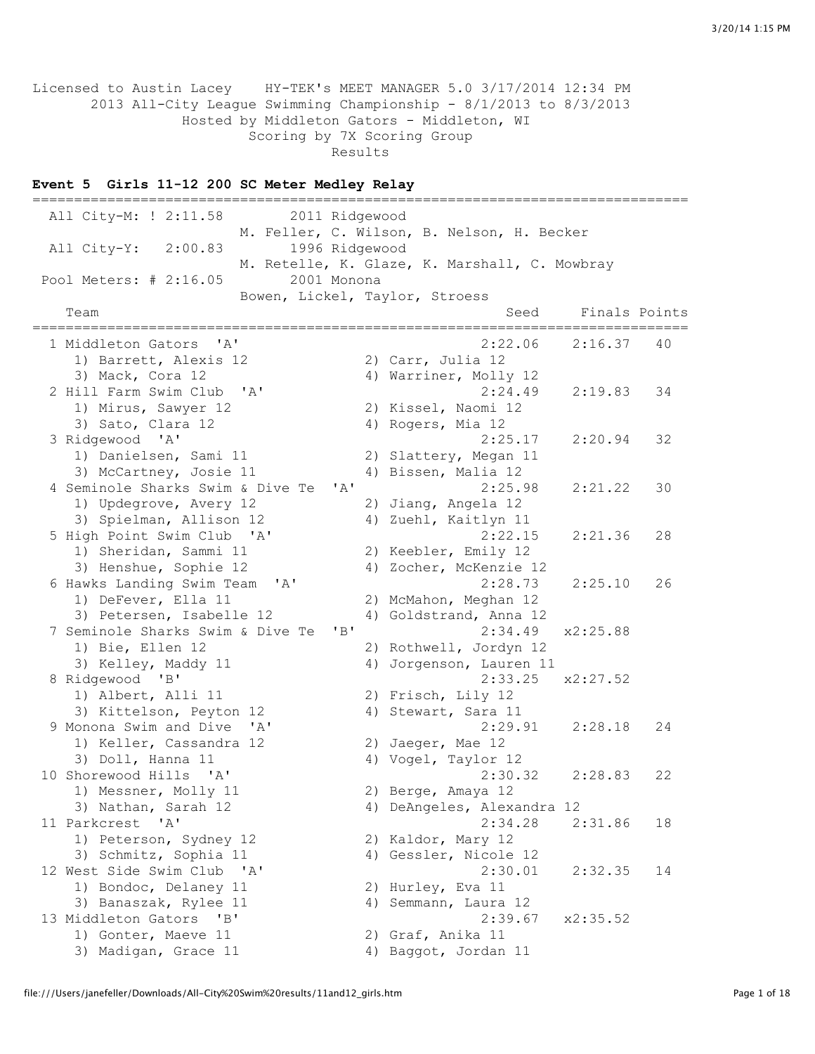Licensed to Austin Lacey HY-TEK's MEET MANAGER 5.0 3/17/2014 12:34 PM

2013 All-City League Swimming Championship - 8/1/2013 to 8/3/2013

Hosted by Middleton Gators - Middleton, WI

Scoring by 7X Scoring Group

Results

### Event 5 Girls 11-12 200 SC Meter Medley Relay

| Record | Time | Year/Team | Swimmers |
|---|---|---|---|
| All City-M: | ! 2:11.58 | 2011 Ridgewood | M. Feller, C. Wilson, B. Nelson, H. Becker |
| All City-Y: | 2:00.83 | 1996 Ridgewood | M. Retelle, K. Glaze, K. Marshall, C. Mowbray |
| Pool Meters: | # 2:16.05 | 2001 Monona | Bowen, Lickel, Taylor, Stroess |

| Place | Team | Swimmers | Seed | Finals | Points |
|---|---|---|---|---|---|
| 1 | Middleton Gators 'A' | 1) Barrett, Alexis 12; 2) Carr, Julia 12; 3) Mack, Cora 12; 4) Warriner, Molly 12 | 2:22.06 | 2:16.37 | 40 |
| 2 | Hill Farm Swim Club 'A' | 1) Mirus, Sawyer 12; 2) Kissel, Naomi 12; 3) Sato, Clara 12; 4) Rogers, Mia 12 | 2:24.49 | 2:19.83 | 34 |
| 3 | Ridgewood 'A' | 1) Danielsen, Sami 11; 2) Slattery, Megan 11; 3) McCartney, Josie 11; 4) Bissen, Malia 12 | 2:25.17 | 2:20.94 | 32 |
| 4 | Seminole Sharks Swim & Dive Te 'A' | 1) Updegrove, Avery 12; 2) Jiang, Angela 12; 3) Spielman, Allison 12; 4) Zuehl, Kaitlyn 11 | 2:25.98 | 2:21.22 | 30 |
| 5 | High Point Swim Club 'A' | 1) Sheridan, Sammi 11; 2) Keebler, Emily 12; 3) Henshue, Sophie 12; 4) Zocher, McKenzie 12 | 2:22.15 | 2:21.36 | 28 |
| 6 | Hawks Landing Swim Team 'A' | 1) DeFever, Ella 11; 2) McMahon, Meghan 12; 3) Petersen, Isabelle 12; 4) Goldstrand, Anna 12 | 2:28.73 | 2:25.10 | 26 |
| 7 | Seminole Sharks Swim & Dive Te 'B' | 1) Bie, Ellen 12; 2) Rothwell, Jordyn 12; 3) Kelley, Maddy 11; 4) Jorgenson, Lauren 11 | 2:34.49 | x2:25.88 | |
| 8 | Ridgewood 'B' | 1) Albert, Alli 11; 2) Frisch, Lily 12; 3) Kittelson, Peyton 12; 4) Stewart, Sara 11 | 2:33.25 | x2:27.52 | |
| 9 | Monona Swim and Dive 'A' | 1) Keller, Cassandra 12; 2) Jaeger, Mae 12; 3) Doll, Hanna 11; 4) Vogel, Taylor 12 | 2:29.91 | 2:28.18 | 24 |
| 10 | Shorewood Hills 'A' | 1) Messner, Molly 11; 2) Berge, Amaya 12; 3) Nathan, Sarah 12; 4) DeAngeles, Alexandra 12 | 2:30.32 | 2:28.83 | 22 |
| 11 | Parkcrest 'A' | 1) Peterson, Sydney 12; 2) Kaldor, Mary 12; 3) Schmitz, Sophia 11; 4) Gessler, Nicole 12 | 2:34.28 | 2:31.86 | 18 |
| 12 | West Side Swim Club 'A' | 1) Bondoc, Delaney 11; 2) Hurley, Eva 11; 3) Banaszak, Rylee 11; 4) Semmann, Laura 12 | 2:30.01 | 2:32.35 | 14 |
| 13 | Middleton Gators 'B' | 1) Gonter, Maeve 11; 2) Graf, Anika 11; 3) Madigan, Grace 11; 4) Baggot, Jordan 11 | 2:39.67 | x2:35.52 | |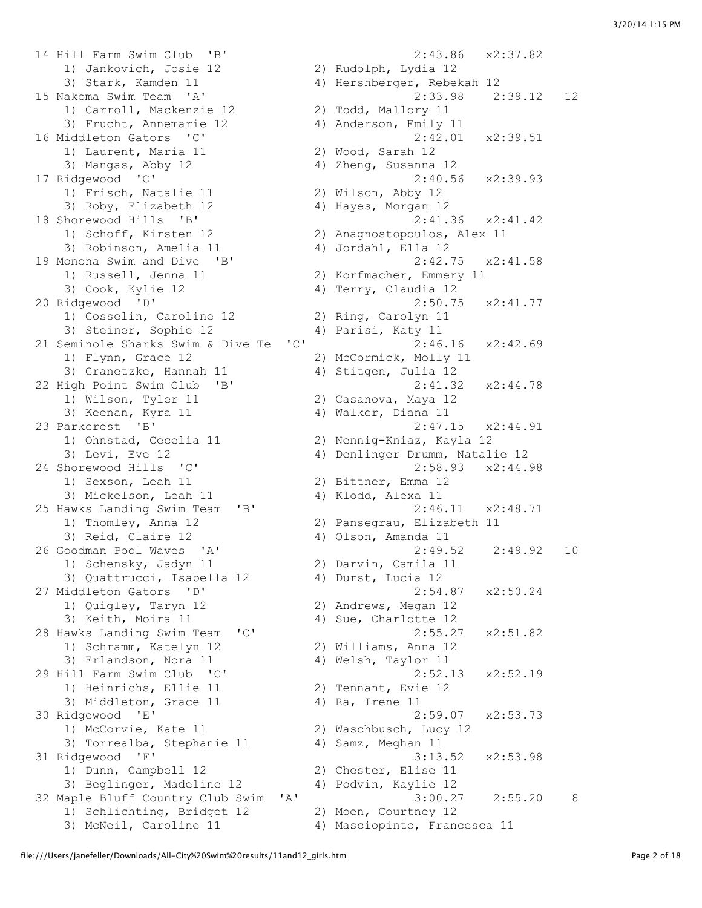```
 14 Hill Farm Swim Club  'B'                          2:43.86   x2:37.82
    1) Jankovich, Josie 12          2) Rudolph, Lydia 12
    3) Stark, Kamden 11             4) Hershberger, Rebekah 12
 15 Nakoma Swim Team  'A'                             2:33.98    2:39.12   12
    1) Carroll, Mackenzie 12        2) Todd, Mallory 11
    3) Frucht, Annemarie 12         4) Anderson, Emily 11
 16 Middleton Gators  'C'                             2:42.01   x2:39.51
    1) Laurent, Maria 11            2) Wood, Sarah 12
    3) Mangas, Abby 12              4) Zheng, Susanna 12
 17 Ridgewood  'C'                                    2:40.56   x2:39.93
    1) Frisch, Natalie 11           2) Wilson, Abby 12
    3) Roby, Elizabeth 12           4) Hayes, Morgan 12
 18 Shorewood Hills  'B'                              2:41.36   x2:41.42
    1) Schoff, Kirsten 12           2) Anagnostopoulos, Alex 11
    3) Robinson, Amelia 11          4) Jordahl, Ella 12
 19 Monona Swim and Dive  'B'                         2:42.75   x2:41.58
    1) Russell, Jenna 11            2) Korfmacher, Emmery 11
    3) Cook, Kylie 12               4) Terry, Claudia 12
 20 Ridgewood  'D'                                    2:50.75   x2:41.77
    1) Gosselin, Caroline 12        2) Ring, Carolyn 11
    3) Steiner, Sophie 12           4) Parisi, Katy 11
 21 Seminole Sharks Swim & Dive Te  'C'               2:46.16   x2:42.69
    1) Flynn, Grace 12              2) McCormick, Molly 11
    3) Granetzke, Hannah 11         4) Stitgen, Julia 12
 22 High Point Swim Club  'B'                         2:41.32   x2:44.78
    1) Wilson, Tyler 11             2) Casanova, Maya 12
    3) Keenan, Kyra 11              4) Walker, Diana 11
 23 Parkcrest  'B'                                    2:47.15   x2:44.91
    1) Ohnstad, Cecelia 11          2) Nennig-Kniaz, Kayla 12
    3) Levi, Eve 12                 4) Denlinger Drumm, Natalie 12
 24 Shorewood Hills  'C'                              2:58.93   x2:44.98
    1) Sexson, Leah 11              2) Bittner, Emma 12
    3) Mickelson, Leah 11           4) Klodd, Alexa 11
 25 Hawks Landing Swim Team  'B'                      2:46.11   x2:48.71
    1) Thomley, Anna 12             2) Pansegrau, Elizabeth 11
    3) Reid, Claire 12              4) Olson, Amanda 11
 26 Goodman Pool Waves  'A'                           2:49.52    2:49.92   10
    1) Schensky, Jadyn 11           2) Darvin, Camila 11
    3) Quattrucci, Isabella 12      4) Durst, Lucia 12
 27 Middleton Gators  'D'                             2:54.87   x2:50.24
    1) Quigley, Taryn 12            2) Andrews, Megan 12
    3) Keith, Moira 11              4) Sue, Charlotte 12
 28 Hawks Landing Swim Team  'C'                      2:55.27   x2:51.82
    1) Schramm, Katelyn 12          2) Williams, Anna 12
    3) Erlandson, Nora 11           4) Welsh, Taylor 11
 29 Hill Farm Swim Club  'C'                          2:52.13   x2:52.19
    1) Heinrichs, Ellie 11          2) Tennant, Evie 12
    3) Middleton, Grace 11          4) Ra, Irene 11
 30 Ridgewood  'E'                                    2:59.07   x2:53.73
    1) McCorvie, Kate 11            2) Waschbusch, Lucy 12
    3) Torrealba, Stephanie 11      4) Samz, Meghan 11
 31 Ridgewood  'F'                                    3:13.52   x2:53.98
    1) Dunn, Campbell 12            2) Chester, Elise 11
    3) Beglinger, Madeline 12       4) Podvin, Kaylie 12
 32 Maple Bluff Country Club Swim  'A'                3:00.27    2:55.20    8
    1) Schlichting, Bridget 12      2) Moen, Courtney 12
    3) McNeil, Caroline 11          4) Masciopinto, Francesca 11
```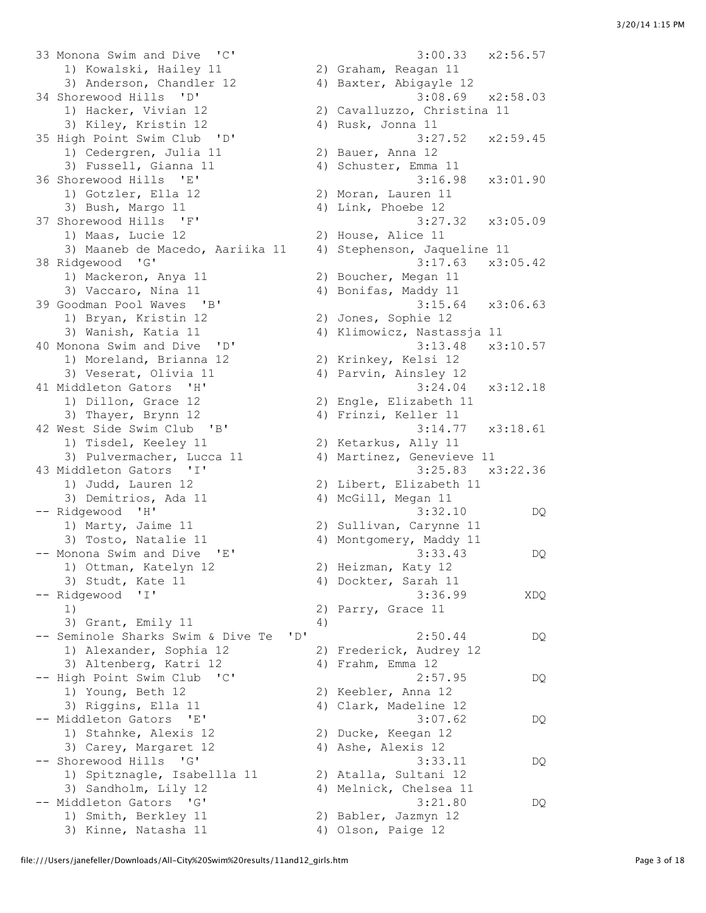```
33 Monona Swim and Dive  'C'                          3:00.33   x2:56.57
    1) Kowalski, Hailey 11            2) Graham, Reagan 11
    3) Anderson, Chandler 12          4) Baxter, Abigayle 12
34 Shorewood Hills  'D'                               3:08.69   x2:58.03
    1) Hacker, Vivian 12              2) Cavalluzzo, Christina 11
    3) Kiley, Kristin 12              4) Rusk, Jonna 11
35 High Point Swim Club  'D'                          3:27.52   x2:59.45
    1) Cedergren, Julia 11            2) Bauer, Anna 12
    3) Fussell, Gianna 11             4) Schuster, Emma 11
36 Shorewood Hills  'E'                               3:16.98   x3:01.90
    1) Gotzler, Ella 12               2) Moran, Lauren 11
    3) Bush, Margo 11                 4) Link, Phoebe 12
37 Shorewood Hills  'F'                               3:27.32   x3:05.09
    1) Maas, Lucie 12                 2) House, Alice 11
    3) Maaneb de Macedo, Aariika 11   4) Stephenson, Jaqueline 11
38 Ridgewood  'G'                                     3:17.63   x3:05.42
    1) Mackeron, Anya 11              2) Boucher, Megan 11
    3) Vaccaro, Nina 11               4) Bonifas, Maddy 11
39 Goodman Pool Waves  'B'                            3:15.64   x3:06.63
    1) Bryan, Kristin 12              2) Jones, Sophie 12
    3) Wanish, Katia 11               4) Klimowicz, Nastassja 11
40 Monona Swim and Dive  'D'                          3:13.48   x3:10.57
    1) Moreland, Brianna 12           2) Krinkey, Kelsi 12
    3) Veserat, Olivia 11             4) Parvin, Ainsley 12
41 Middleton Gators  'H'                              3:24.04   x3:12.18
    1) Dillon, Grace 12               2) Engle, Elizabeth 11
    3) Thayer, Brynn 12               4) Frinzi, Keller 11
42 West Side Swim Club  'B'                           3:14.77   x3:18.61
    1) Tisdel, Keeley 11              2) Ketarkus, Ally 11
    3) Pulvermacher, Lucca 11         4) Martinez, Genevieve 11
43 Middleton Gators  'I'                              3:25.83   x3:22.36
    1) Judd, Lauren 12                2) Libert, Elizabeth 11
    3) Demitrios, Ada 11              4) McGill, Megan 11
-- Ridgewood  'H'                                     3:32.10         DQ
    1) Marty, Jaime 11                2) Sullivan, Carynne 11
    3) Tosto, Natalie 11              4) Montgomery, Maddy 11
-- Monona Swim and Dive  'E'                          3:33.43         DQ
    1) Ottman, Katelyn 12             2) Heizman, Katy 12
    3) Studt, Kate 11                 4) Dockter, Sarah 11
-- Ridgewood  'I'                                     3:36.99        XDQ
    1)                                2) Parry, Grace 11
    3) Grant, Emily 11                4)
-- Seminole Sharks Swim & Dive Te  'D'                2:50.44         DQ
    1) Alexander, Sophia 12           2) Frederick, Audrey 12
    3) Altenberg, Katri 12            4) Frahm, Emma 12
-- High Point Swim Club  'C'                          2:57.95         DQ
    1) Young, Beth 12                 2) Keebler, Anna 12
    3) Riggins, Ella 11               4) Clark, Madeline 12
-- Middleton Gators  'E'                              3:07.62         DQ
    1) Stahnke, Alexis 12             2) Ducke, Keegan 12
    3) Carey, Margaret 12             4) Ashe, Alexis 12
-- Shorewood Hills  'G'                               3:33.11         DQ
    1) Spitznagle, Isabellla 11       2) Atalla, Sultani 12
    3) Sandholm, Lily 12              4) Melnick, Chelsea 11
-- Middleton Gators  'G'                              3:21.80         DQ
    1) Smith, Berkley 11              2) Babler, Jazmyn 12
    3) Kinne, Natasha 11              4) Olson, Paige 12
```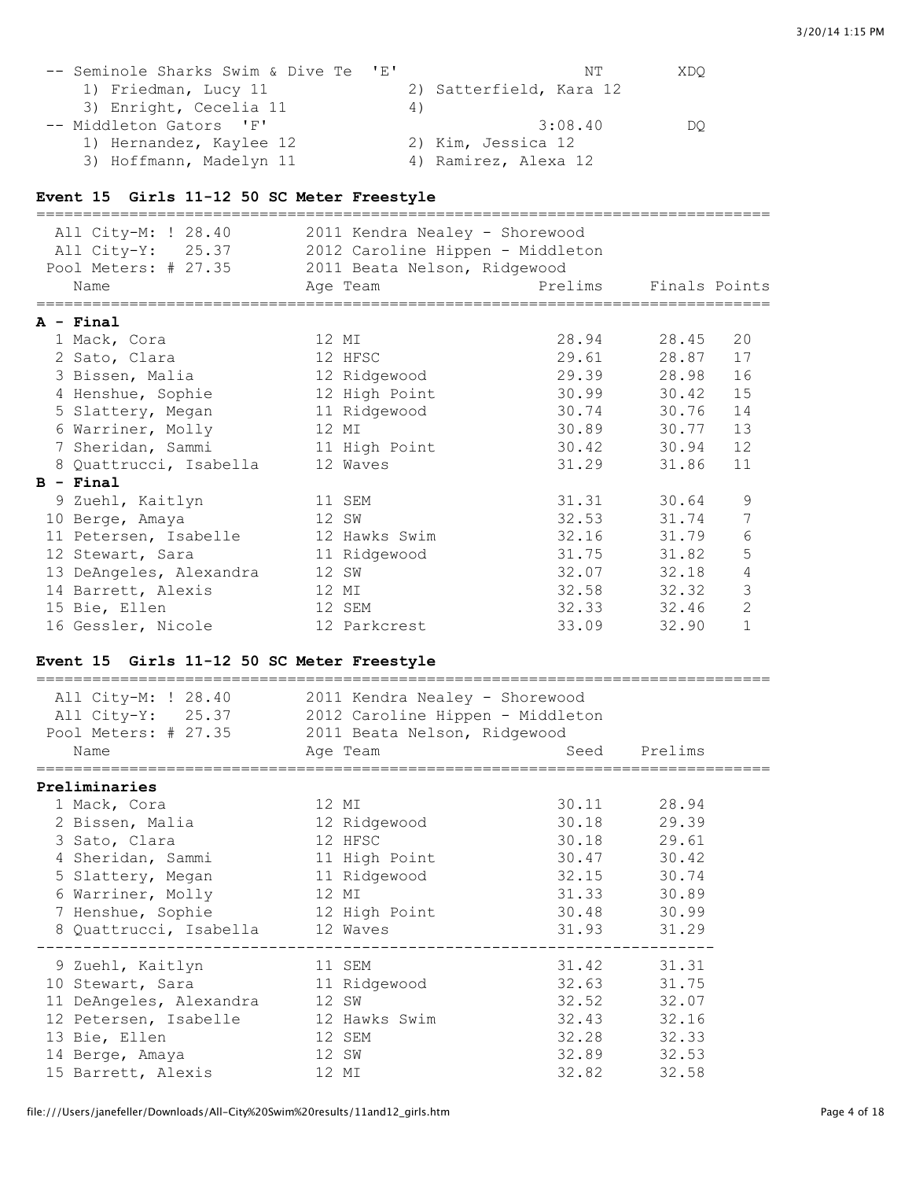| | | | |
|---|---|---|---|
| -- Seminole Sharks Swim & Dive Te 'E' | | NT | XDQ |
| 1) Friedman, Lucy 11 | 2) Satterfield, Kara 12 | | |
| 3) Enright, Cecelia 11 | 4) | | |
| -- Middleton Gators 'F' | | 3:08.40 | DQ |
| 1) Hernandez, Kaylee 12 | 2) Kim, Jessica 12 | | |
| 3) Hoffmann, Madelyn 11 | 4) Ramirez, Alexa 12 | | |

### Event 15 Girls 11-12 50 SC Meter Freestyle

All City-M: ! 28.40 — 2011 Kendra Nealey - Shorewood
All City-Y: 25.37 — 2012 Caroline Hippen - Middleton
Pool Meters: # 27.35 — 2011 Beata Nelson, Ridgewood

| Name | Age | Team | Prelims | Finals | Points |
|---|---|---|---|---|---|
| **A - Final** | | | | | |
| 1 Mack, Cora | 12 | MI | 28.94 | 28.45 | 20 |
| 2 Sato, Clara | 12 | HFSC | 29.61 | 28.87 | 17 |
| 3 Bissen, Malia | 12 | Ridgewood | 29.39 | 28.98 | 16 |
| 4 Henshue, Sophie | 12 | High Point | 30.99 | 30.42 | 15 |
| 5 Slattery, Megan | 11 | Ridgewood | 30.74 | 30.76 | 14 |
| 6 Warriner, Molly | 12 | MI | 30.89 | 30.77 | 13 |
| 7 Sheridan, Sammi | 11 | High Point | 30.42 | 30.94 | 12 |
| 8 Quattrucci, Isabella | 12 | Waves | 31.29 | 31.86 | 11 |
| **B - Final** | | | | | |
| 9 Zuehl, Kaitlyn | 11 | SEM | 31.31 | 30.64 | 9 |
| 10 Berge, Amaya | 12 | SW | 32.53 | 31.74 | 7 |
| 11 Petersen, Isabelle | 12 | Hawks Swim | 32.16 | 31.79 | 6 |
| 12 Stewart, Sara | 11 | Ridgewood | 31.75 | 31.82 | 5 |
| 13 DeAngeles, Alexandra | 12 | SW | 32.07 | 32.18 | 4 |
| 14 Barrett, Alexis | 12 | MI | 32.58 | 32.32 | 3 |
| 15 Bie, Ellen | 12 | SEM | 32.33 | 32.46 | 2 |
| 16 Gessler, Nicole | 12 | Parkcrest | 33.09 | 32.90 | 1 |

### Event 15 Girls 11-12 50 SC Meter Freestyle

All City-M: ! 28.40 — 2011 Kendra Nealey - Shorewood
All City-Y: 25.37 — 2012 Caroline Hippen - Middleton
Pool Meters: # 27.35 — 2011 Beata Nelson, Ridgewood

| Name | Age | Team | Seed | Prelims |
|---|---|---|---|---|
| **Preliminaries** | | | | |
| 1 Mack, Cora | 12 | MI | 30.11 | 28.94 |
| 2 Bissen, Malia | 12 | Ridgewood | 30.18 | 29.39 |
| 3 Sato, Clara | 12 | HFSC | 30.18 | 29.61 |
| 4 Sheridan, Sammi | 11 | High Point | 30.47 | 30.42 |
| 5 Slattery, Megan | 11 | Ridgewood | 32.15 | 30.74 |
| 6 Warriner, Molly | 12 | MI | 31.33 | 30.89 |
| 7 Henshue, Sophie | 12 | High Point | 30.48 | 30.99 |
| 8 Quattrucci, Isabella | 12 | Waves | 31.93 | 31.29 |
| 9 Zuehl, Kaitlyn | 11 | SEM | 31.42 | 31.31 |
| 10 Stewart, Sara | 11 | Ridgewood | 32.63 | 31.75 |
| 11 DeAngeles, Alexandra | 12 | SW | 32.52 | 32.07 |
| 12 Petersen, Isabelle | 12 | Hawks Swim | 32.43 | 32.16 |
| 13 Bie, Ellen | 12 | SEM | 32.28 | 32.33 |
| 14 Berge, Amaya | 12 | SW | 32.89 | 32.53 |
| 15 Barrett, Alexis | 12 | MI | 32.82 | 32.58 |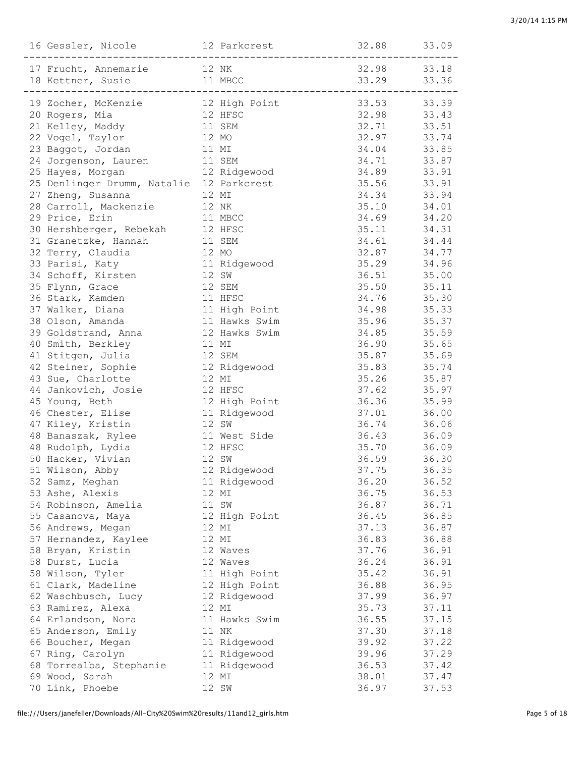```
 16 Gessler, Nicole           12 Parkcrest            32.88      33.09 
-------------------------------------------------------------------------
 17 Frucht, Annemarie         12 NK                   32.98      33.18 
 18 Kettner, Susie            11 MBCC                 33.29      33.36 
-------------------------------------------------------------------------
 19 Zocher, McKenzie          12 High Point           33.53      33.39 
 20 Rogers, Mia               12 HFSC                 32.98      33.43 
 21 Kelley, Maddy             11 SEM                  32.71      33.51 
 22 Vogel, Taylor             12 MO                   32.97      33.74 
 23 Baggot, Jordan            11 MI                   34.04      33.85 
 24 Jorgenson, Lauren         11 SEM                  34.71      33.87 
 25 Hayes, Morgan             12 Ridgewood            34.89      33.91 
 25 Denlinger Drumm, Natalie  12 Parkcrest            35.56      33.91 
 27 Zheng, Susanna            12 MI                   34.34      33.94 
 28 Carroll, Mackenzie        12 NK                   35.10      34.01 
 29 Price, Erin               11 MBCC                 34.69      34.20 
 30 Hershberger, Rebekah      12 HFSC                 35.11      34.31 
 31 Granetzke, Hannah         11 SEM                  34.61      34.44 
 32 Terry, Claudia            12 MO                   32.87      34.77 
 33 Parisi, Katy              11 Ridgewood            35.29      34.96 
 34 Schoff, Kirsten           12 SW                   36.51      35.00 
 35 Flynn, Grace              12 SEM                  35.50      35.11 
 36 Stark, Kamden             11 HFSC                 34.76      35.30 
 37 Walker, Diana             11 High Point           34.98      35.33 
 38 Olson, Amanda             11 Hawks Swim           35.96      35.37 
 39 Goldstrand, Anna          12 Hawks Swim           34.85      35.59 
 40 Smith, Berkley            11 MI                   36.90      35.65 
 41 Stitgen, Julia            12 SEM                  35.87      35.69 
 42 Steiner, Sophie           12 Ridgewood            35.83      35.74 
 43 Sue, Charlotte            12 MI                   35.26      35.87 
 44 Jankovich, Josie          12 HFSC                 37.62      35.97 
 45 Young, Beth               12 High Point           36.36      35.99 
 46 Chester, Elise            11 Ridgewood            37.01      36.00 
 47 Kiley, Kristin            12 SW                   36.74      36.06 
 48 Banaszak, Rylee           11 West Side            36.43      36.09 
 48 Rudolph, Lydia            12 HFSC                 35.70      36.09 
 50 Hacker, Vivian            12 SW                   36.59      36.30 
 51 Wilson, Abby              12 Ridgewood            37.75      36.35 
 52 Samz, Meghan              11 Ridgewood            36.20      36.52 
 53 Ashe, Alexis              12 MI                   36.75      36.53 
 54 Robinson, Amelia          11 SW                   36.87      36.71 
 55 Casanova, Maya            12 High Point           36.45      36.85 
 56 Andrews, Megan            12 MI                   37.13      36.87 
 57 Hernandez, Kaylee         12 MI                   36.83      36.88 
 58 Bryan, Kristin            12 Waves                37.76      36.91 
 58 Durst, Lucia              12 Waves                36.24      36.91 
 58 Wilson, Tyler             11 High Point           35.42      36.91 
 61 Clark, Madeline           12 High Point           36.88      36.95 
 62 Waschbusch, Lucy          12 Ridgewood            37.99      36.97 
 63 Ramirez, Alexa            12 MI                   35.73      37.11 
 64 Erlandson, Nora           11 Hawks Swim           36.55      37.15 
 65 Anderson, Emily           11 NK                   37.30      37.18 
 66 Boucher, Megan            11 Ridgewood            39.92      37.22 
 67 Ring, Carolyn             11 Ridgewood            39.96      37.29 
 68 Torrealba, Stephanie      11 Ridgewood            36.53      37.42 
 69 Wood, Sarah               12 MI                   38.01      37.47 
 70 Link, Phoebe              12 SW                   36.97      37.53 
```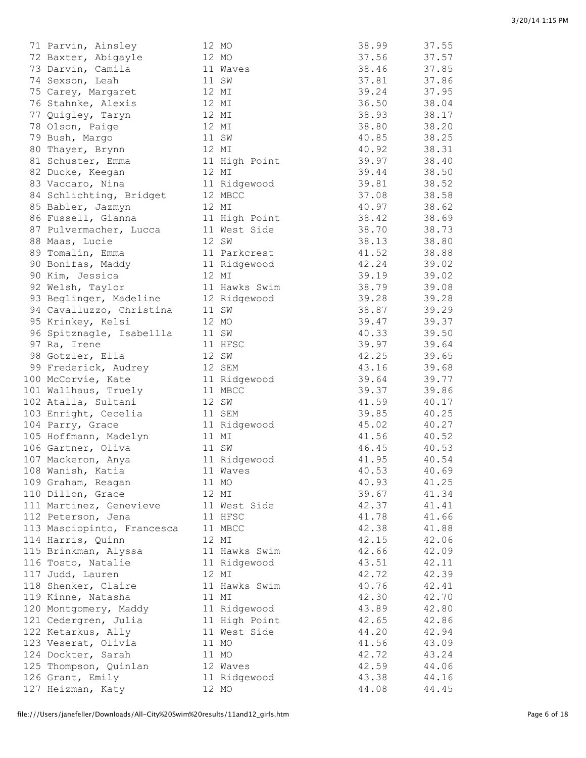| | Name | Age | Team | Seed Time | Finals Time |
|---|---|---|---|---|---|
| 71 | Parvin, Ainsley | 12 | MO | 38.99 | 37.55 |
| 72 | Baxter, Abigayle | 12 | MO | 37.56 | 37.57 |
| 73 | Darvin, Camila | 11 | Waves | 38.46 | 37.85 |
| 74 | Sexson, Leah | 11 | SW | 37.81 | 37.86 |
| 75 | Carey, Margaret | 12 | MI | 39.24 | 37.95 |
| 76 | Stahnke, Alexis | 12 | MI | 36.50 | 38.04 |
| 77 | Quigley, Taryn | 12 | MI | 38.93 | 38.17 |
| 78 | Olson, Paige | 12 | MI | 38.80 | 38.20 |
| 79 | Bush, Margo | 11 | SW | 40.85 | 38.25 |
| 80 | Thayer, Brynn | 12 | MI | 40.92 | 38.31 |
| 81 | Schuster, Emma | 11 | High Point | 39.97 | 38.40 |
| 82 | Ducke, Keegan | 12 | MI | 39.44 | 38.50 |
| 83 | Vaccaro, Nina | 11 | Ridgewood | 39.81 | 38.52 |
| 84 | Schlichting, Bridget | 12 | MBCC | 37.08 | 38.58 |
| 85 | Babler, Jazmyn | 12 | MI | 40.97 | 38.62 |
| 86 | Fussell, Gianna | 11 | High Point | 38.42 | 38.69 |
| 87 | Pulvermacher, Lucca | 11 | West Side | 38.70 | 38.73 |
| 88 | Maas, Lucie | 12 | SW | 38.13 | 38.80 |
| 89 | Tomalin, Emma | 11 | Parkcrest | 41.52 | 38.88 |
| 90 | Bonifas, Maddy | 11 | Ridgewood | 42.24 | 39.02 |
| 90 | Kim, Jessica | 12 | MI | 39.19 | 39.02 |
| 92 | Welsh, Taylor | 11 | Hawks Swim | 38.79 | 39.08 |
| 93 | Beglinger, Madeline | 12 | Ridgewood | 39.28 | 39.28 |
| 94 | Cavalluzzo, Christina | 11 | SW | 38.87 | 39.29 |
| 95 | Krinkey, Kelsi | 12 | MO | 39.47 | 39.37 |
| 96 | Spitznagle, Isabellla | 11 | SW | 40.33 | 39.50 |
| 97 | Ra, Irene | 11 | HFSC | 39.97 | 39.64 |
| 98 | Gotzler, Ella | 12 | SW | 42.25 | 39.65 |
| 99 | Frederick, Audrey | 12 | SEM | 43.16 | 39.68 |
| 100 | McCorvie, Kate | 11 | Ridgewood | 39.64 | 39.77 |
| 101 | Wallhaus, Truely | 11 | MBCC | 39.37 | 39.86 |
| 102 | Atalla, Sultani | 12 | SW | 41.59 | 40.17 |
| 103 | Enright, Cecelia | 11 | SEM | 39.85 | 40.25 |
| 104 | Parry, Grace | 11 | Ridgewood | 45.02 | 40.27 |
| 105 | Hoffmann, Madelyn | 11 | MI | 41.56 | 40.52 |
| 106 | Gartner, Oliva | 11 | SW | 46.45 | 40.53 |
| 107 | Mackeron, Anya | 11 | Ridgewood | 41.95 | 40.54 |
| 108 | Wanish, Katia | 11 | Waves | 40.53 | 40.69 |
| 109 | Graham, Reagan | 11 | MO | 40.93 | 41.25 |
| 110 | Dillon, Grace | 12 | MI | 39.67 | 41.34 |
| 111 | Martinez, Genevieve | 11 | West Side | 42.37 | 41.41 |
| 112 | Peterson, Jena | 11 | HFSC | 41.78 | 41.66 |
| 113 | Masciopinto, Francesca | 11 | MBCC | 42.38 | 41.88 |
| 114 | Harris, Quinn | 12 | MI | 42.15 | 42.06 |
| 115 | Brinkman, Alyssa | 11 | Hawks Swim | 42.66 | 42.09 |
| 116 | Tosto, Natalie | 11 | Ridgewood | 43.51 | 42.11 |
| 117 | Judd, Lauren | 12 | MI | 42.72 | 42.39 |
| 118 | Shenker, Claire | 11 | Hawks Swim | 40.76 | 42.41 |
| 119 | Kinne, Natasha | 11 | MI | 42.30 | 42.70 |
| 120 | Montgomery, Maddy | 11 | Ridgewood | 43.89 | 42.80 |
| 121 | Cedergren, Julia | 11 | High Point | 42.65 | 42.86 |
| 122 | Ketarkus, Ally | 11 | West Side | 44.20 | 42.94 |
| 123 | Veserat, Olivia | 11 | MO | 41.56 | 43.09 |
| 124 | Dockter, Sarah | 11 | MO | 42.72 | 43.24 |
| 125 | Thompson, Quinlan | 12 | Waves | 42.59 | 44.06 |
| 126 | Grant, Emily | 11 | Ridgewood | 43.38 | 44.16 |
| 127 | Heizman, Katy | 12 | MO | 44.08 | 44.45 |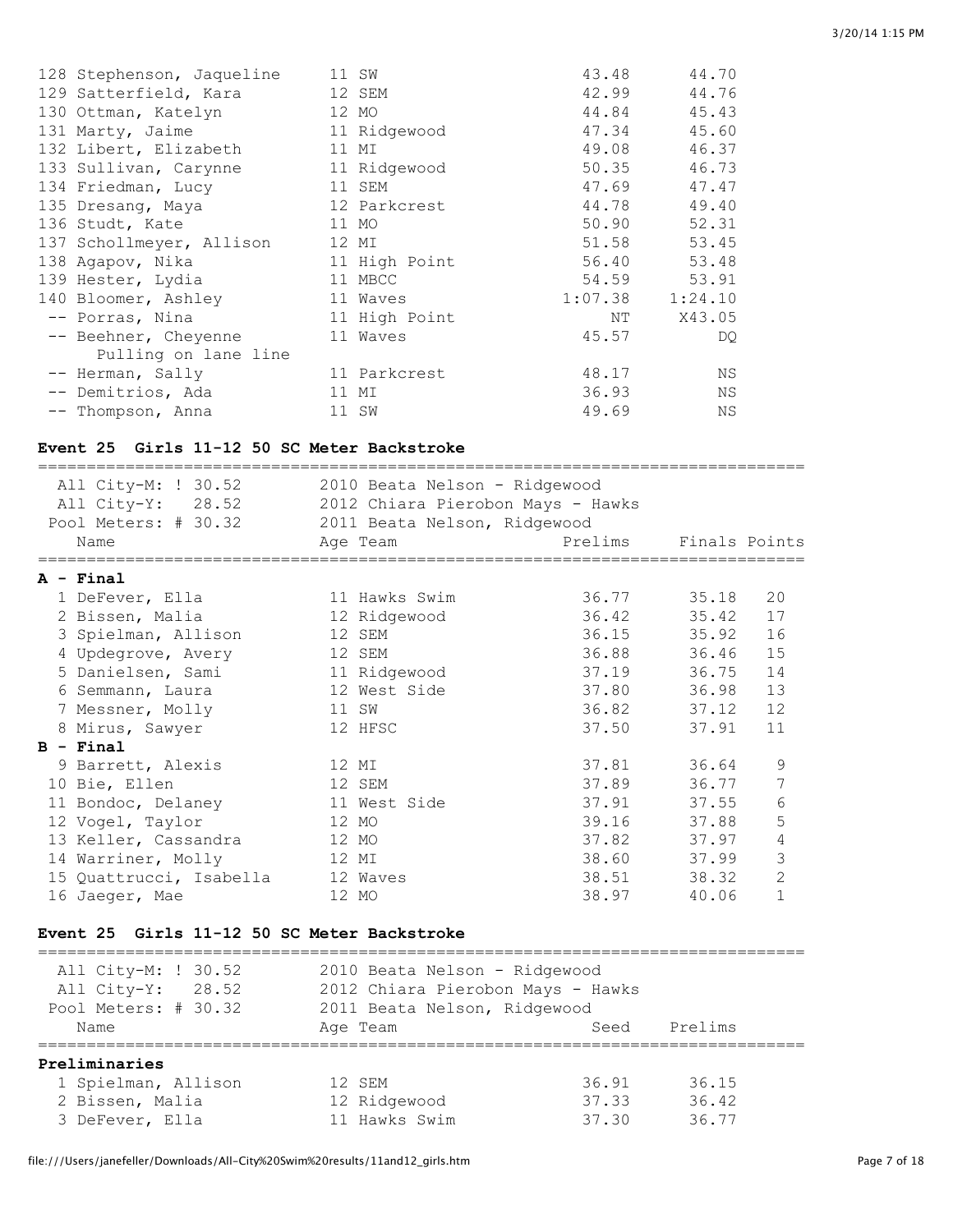| Place | Name | Age | Team | Prelims | Finals |
|---|---|---|---|---|---|
| 128 | Stephenson, Jaqueline | 11 | SW | 43.48 | 44.70 |
| 129 | Satterfield, Kara | 12 | SEM | 42.99 | 44.76 |
| 130 | Ottman, Katelyn | 12 | MO | 44.84 | 45.43 |
| 131 | Marty, Jaime | 11 | Ridgewood | 47.34 | 45.60 |
| 132 | Libert, Elizabeth | 11 | MI | 49.08 | 46.37 |
| 133 | Sullivan, Carynne | 11 | Ridgewood | 50.35 | 46.73 |
| 134 | Friedman, Lucy | 11 | SEM | 47.69 | 47.47 |
| 135 | Dresang, Maya | 12 | Parkcrest | 44.78 | 49.40 |
| 136 | Studt, Kate | 11 | MO | 50.90 | 52.31 |
| 137 | Schollmeyer, Allison | 12 | MI | 51.58 | 53.45 |
| 138 | Agapov, Nika | 11 | High Point | 56.40 | 53.48 |
| 139 | Hester, Lydia | 11 | MBCC | 54.59 | 53.91 |
| 140 | Bloomer, Ashley | 11 | Waves | 1:07.38 | 1:24.10 |
| -- | Porras, Nina | 11 | High Point | NT | X43.05 |
| -- | Beehner, Cheyenne (Pulling on lane line) | 11 | Waves | 45.57 | DQ |
| -- | Herman, Sally | 11 | Parkcrest | 48.17 | NS |
| -- | Demitrios, Ada | 11 | MI | 36.93 | NS |
| -- | Thompson, Anna | 11 | SW | 49.69 | NS |

**Event 25 Girls 11-12 50 SC Meter Backstroke**

All City-M: ! 30.52 — 2010 Beata Nelson - Ridgewood
All City-Y: 28.52 — 2012 Chiara Pierobon Mays - Hawks
Pool Meters: # 30.32 — 2011 Beata Nelson, Ridgewood

**A - Final**

| Place | Name | Age | Team | Prelims | Finals | Points |
|---|---|---|---|---|---|---|
| 1 | DeFever, Ella | 11 | Hawks Swim | 36.77 | 35.18 | 20 |
| 2 | Bissen, Malia | 12 | Ridgewood | 36.42 | 35.42 | 17 |
| 3 | Spielman, Allison | 12 | SEM | 36.15 | 35.92 | 16 |
| 4 | Updegrove, Avery | 12 | SEM | 36.88 | 36.46 | 15 |
| 5 | Danielsen, Sami | 11 | Ridgewood | 37.19 | 36.75 | 14 |
| 6 | Semmann, Laura | 12 | West Side | 37.80 | 36.98 | 13 |
| 7 | Messner, Molly | 11 | SW | 36.82 | 37.12 | 12 |
| 8 | Mirus, Sawyer | 12 | HFSC | 37.50 | 37.91 | 11 |

**B - Final**

| Place | Name | Age | Team | Prelims | Finals | Points |
|---|---|---|---|---|---|---|
| 9 | Barrett, Alexis | 12 | MI | 37.81 | 36.64 | 9 |
| 10 | Bie, Ellen | 12 | SEM | 37.89 | 36.77 | 7 |
| 11 | Bondoc, Delaney | 11 | West Side | 37.91 | 37.55 | 6 |
| 12 | Vogel, Taylor | 12 | MO | 39.16 | 37.88 | 5 |
| 13 | Keller, Cassandra | 12 | MO | 37.82 | 37.97 | 4 |
| 14 | Warriner, Molly | 12 | MI | 38.60 | 37.99 | 3 |
| 15 | Quattrucci, Isabella | 12 | Waves | 38.51 | 38.32 | 2 |
| 16 | Jaeger, Mae | 12 | MO | 38.97 | 40.06 | 1 |

**Event 25 Girls 11-12 50 SC Meter Backstroke**

All City-M: ! 30.52 — 2010 Beata Nelson - Ridgewood
All City-Y: 28.52 — 2012 Chiara Pierobon Mays - Hawks
Pool Meters: # 30.32 — 2011 Beata Nelson, Ridgewood

**Preliminaries**

| Place | Name | Age | Team | Seed | Prelims |
|---|---|---|---|---|---|
| 1 | Spielman, Allison | 12 | SEM | 36.91 | 36.15 |
| 2 | Bissen, Malia | 12 | Ridgewood | 37.33 | 36.42 |
| 3 | DeFever, Ella | 11 | Hawks Swim | 37.30 | 36.77 |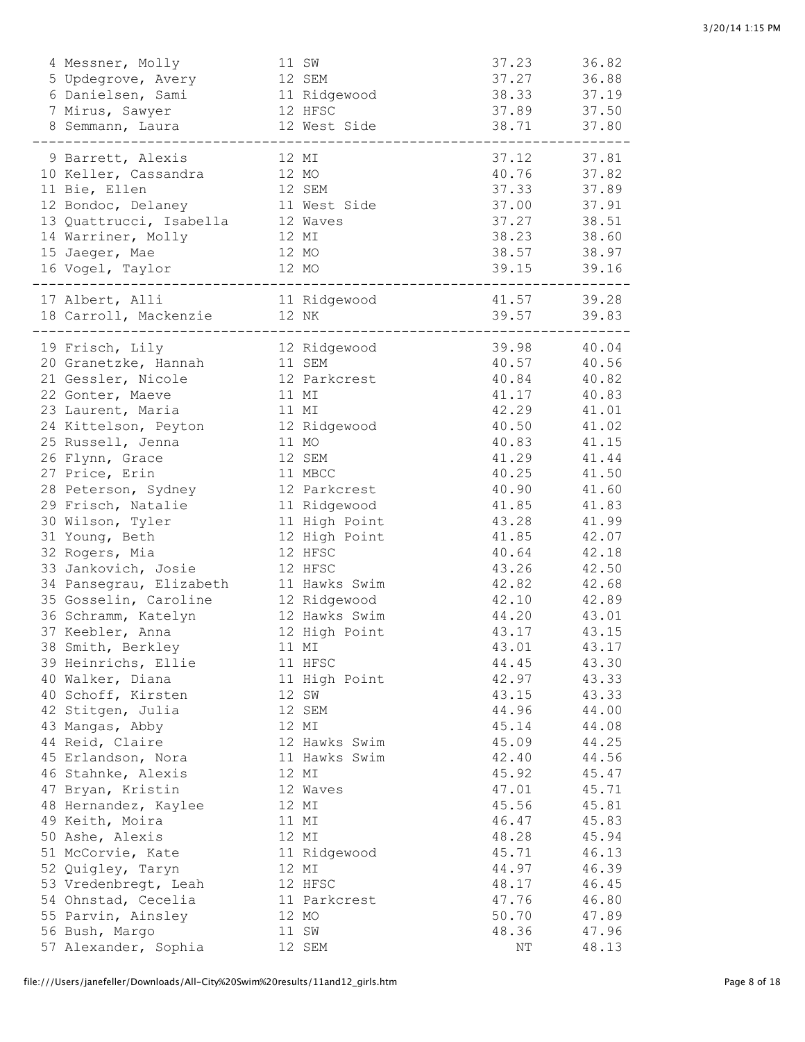| Place | Name | Age | Team | Seed Time | Finals Time |
|---|---|---|---|---|---|
| 4 | Messner, Molly | 11 | SW | 37.23 | 36.82 |
| 5 | Updegrove, Avery | 12 | SEM | 37.27 | 36.88 |
| 6 | Danielsen, Sami | 11 | Ridgewood | 38.33 | 37.19 |
| 7 | Mirus, Sawyer | 12 | HFSC | 37.89 | 37.50 |
| 8 | Semmann, Laura | 12 | West Side | 38.71 | 37.80 |
| 9 | Barrett, Alexis | 12 | MI | 37.12 | 37.81 |
| 10 | Keller, Cassandra | 12 | MO | 40.76 | 37.82 |
| 11 | Bie, Ellen | 12 | SEM | 37.33 | 37.89 |
| 12 | Bondoc, Delaney | 11 | West Side | 37.00 | 37.91 |
| 13 | Quattrucci, Isabella | 12 | Waves | 37.27 | 38.51 |
| 14 | Warriner, Molly | 12 | MI | 38.23 | 38.60 |
| 15 | Jaeger, Mae | 12 | MO | 38.57 | 38.97 |
| 16 | Vogel, Taylor | 12 | MO | 39.15 | 39.16 |
| 17 | Albert, Alli | 11 | Ridgewood | 41.57 | 39.28 |
| 18 | Carroll, Mackenzie | 12 | NK | 39.57 | 39.83 |
| 19 | Frisch, Lily | 12 | Ridgewood | 39.98 | 40.04 |
| 20 | Granetzke, Hannah | 11 | SEM | 40.57 | 40.56 |
| 21 | Gessler, Nicole | 12 | Parkcrest | 40.84 | 40.82 |
| 22 | Gonter, Maeve | 11 | MI | 41.17 | 40.83 |
| 23 | Laurent, Maria | 11 | MI | 42.29 | 41.01 |
| 24 | Kittelson, Peyton | 12 | Ridgewood | 40.50 | 41.02 |
| 25 | Russell, Jenna | 11 | MO | 40.83 | 41.15 |
| 26 | Flynn, Grace | 12 | SEM | 41.29 | 41.44 |
| 27 | Price, Erin | 11 | MBCC | 40.25 | 41.50 |
| 28 | Peterson, Sydney | 12 | Parkcrest | 40.90 | 41.60 |
| 29 | Frisch, Natalie | 11 | Ridgewood | 41.85 | 41.83 |
| 30 | Wilson, Tyler | 11 | High Point | 43.28 | 41.99 |
| 31 | Young, Beth | 12 | High Point | 41.85 | 42.07 |
| 32 | Rogers, Mia | 12 | HFSC | 40.64 | 42.18 |
| 33 | Jankovich, Josie | 12 | HFSC | 43.26 | 42.50 |
| 34 | Pansegrau, Elizabeth | 11 | Hawks Swim | 42.82 | 42.68 |
| 35 | Gosselin, Caroline | 12 | Ridgewood | 42.10 | 42.89 |
| 36 | Schramm, Katelyn | 12 | Hawks Swim | 44.20 | 43.01 |
| 37 | Keebler, Anna | 12 | High Point | 43.17 | 43.15 |
| 38 | Smith, Berkley | 11 | MI | 43.01 | 43.17 |
| 39 | Heinrichs, Ellie | 11 | HFSC | 44.45 | 43.30 |
| 40 | Walker, Diana | 11 | High Point | 42.97 | 43.33 |
| 40 | Schoff, Kirsten | 12 | SW | 43.15 | 43.33 |
| 42 | Stitgen, Julia | 12 | SEM | 44.96 | 44.00 |
| 43 | Mangas, Abby | 12 | MI | 45.14 | 44.08 |
| 44 | Reid, Claire | 12 | Hawks Swim | 45.09 | 44.25 |
| 45 | Erlandson, Nora | 11 | Hawks Swim | 42.40 | 44.56 |
| 46 | Stahnke, Alexis | 12 | MI | 45.92 | 45.47 |
| 47 | Bryan, Kristin | 12 | Waves | 47.01 | 45.71 |
| 48 | Hernandez, Kaylee | 12 | MI | 45.56 | 45.81 |
| 49 | Keith, Moira | 11 | MI | 46.47 | 45.83 |
| 50 | Ashe, Alexis | 12 | MI | 48.28 | 45.94 |
| 51 | McCorvie, Kate | 11 | Ridgewood | 45.71 | 46.13 |
| 52 | Quigley, Taryn | 12 | MI | 44.97 | 46.39 |
| 53 | Vredenbregt, Leah | 12 | HFSC | 48.17 | 46.45 |
| 54 | Ohnstad, Cecelia | 11 | Parkcrest | 47.76 | 46.80 |
| 55 | Parvin, Ainsley | 12 | MO | 50.70 | 47.89 |
| 56 | Bush, Margo | 11 | SW | 48.36 | 47.96 |
| 57 | Alexander, Sophia | 12 | SEM | NT | 48.13 |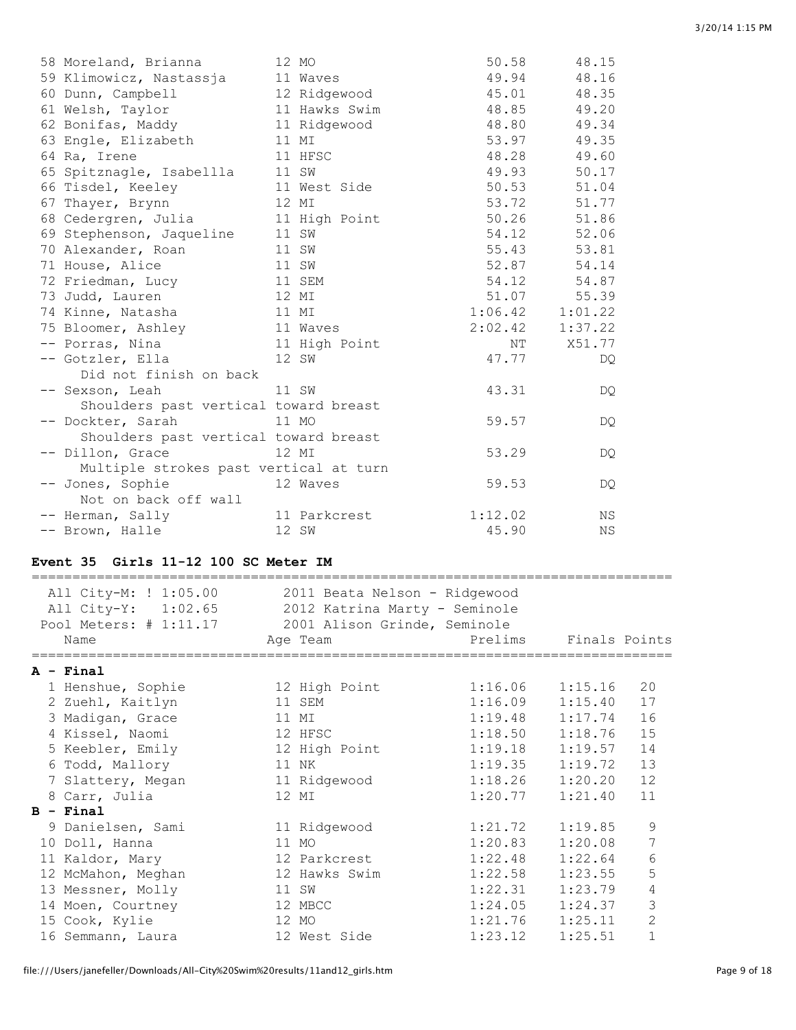| Place | Name | Age | Team | Prelims | Finals |
|---|---|---|---|---|---|
| 58 | Moreland, Brianna | 12 | MO | 50.58 | 48.15 |
| 59 | Klimowicz, Nastassja | 11 | Waves | 49.94 | 48.16 |
| 60 | Dunn, Campbell | 12 | Ridgewood | 45.01 | 48.35 |
| 61 | Welsh, Taylor | 11 | Hawks Swim | 48.85 | 49.20 |
| 62 | Bonifas, Maddy | 11 | Ridgewood | 48.80 | 49.34 |
| 63 | Engle, Elizabeth | 11 | MI | 53.97 | 49.35 |
| 64 | Ra, Irene | 11 | HFSC | 48.28 | 49.60 |
| 65 | Spitznagle, Isabellla | 11 | SW | 49.93 | 50.17 |
| 66 | Tisdel, Keeley | 11 | West Side | 50.53 | 51.04 |
| 67 | Thayer, Brynn | 12 | MI | 53.72 | 51.77 |
| 68 | Cedergren, Julia | 11 | High Point | 50.26 | 51.86 |
| 69 | Stephenson, Jaqueline | 11 | SW | 54.12 | 52.06 |
| 70 | Alexander, Roan | 11 | SW | 55.43 | 53.81 |
| 71 | House, Alice | 11 | SW | 52.87 | 54.14 |
| 72 | Friedman, Lucy | 11 | SEM | 54.12 | 54.87 |
| 73 | Judd, Lauren | 12 | MI | 51.07 | 55.39 |
| 74 | Kinne, Natasha | 11 | MI | 1:06.42 | 1:01.22 |
| 75 | Bloomer, Ashley | 11 | Waves | 2:02.42 | 1:37.22 |
| -- | Porras, Nina | 11 | High Point | NT | X51.77 |
| -- | Gotzler, Ella | 12 | SW | 47.77 | DQ |
| | Did not finish on back | | | | |
| -- | Sexson, Leah | 11 | SW | 43.31 | DQ |
| | Shoulders past vertical toward breast | | | | |
| -- | Dockter, Sarah | 11 | MO | 59.57 | DQ |
| | Shoulders past vertical toward breast | | | | |
| -- | Dillon, Grace | 12 | MI | 53.29 | DQ |
| | Multiple strokes past vertical at turn | | | | |
| -- | Jones, Sophie | 12 | Waves | 59.53 | DQ |
| | Not on back off wall | | | | |
| -- | Herman, Sally | 11 | Parkcrest | 1:12.02 | NS |
| -- | Brown, Halle | 12 | SW | 45.90 | NS |

### Event 35 Girls 11-12 100 SC Meter IM

All City-M: ! 1:05.00 — 2011 Beata Nelson - Ridgewood
All City-Y: 1:02.65 — 2012 Katrina Marty - Seminole
Pool Meters: # 1:11.17 — 2001 Alison Grinde, Seminole

| Place | Name | Age | Team | Prelims | Finals | Points |
|---|---|---|---|---|---|---|
| **A - Final** | | | | | | |
| 1 | Henshue, Sophie | 12 | High Point | 1:16.06 | 1:15.16 | 20 |
| 2 | Zuehl, Kaitlyn | 11 | SEM | 1:16.09 | 1:15.40 | 17 |
| 3 | Madigan, Grace | 11 | MI | 1:19.48 | 1:17.74 | 16 |
| 4 | Kissel, Naomi | 12 | HFSC | 1:18.50 | 1:18.76 | 15 |
| 5 | Keebler, Emily | 12 | High Point | 1:19.18 | 1:19.57 | 14 |
| 6 | Todd, Mallory | 11 | NK | 1:19.35 | 1:19.72 | 13 |
| 7 | Slattery, Megan | 11 | Ridgewood | 1:18.26 | 1:20.20 | 12 |
| 8 | Carr, Julia | 12 | MI | 1:20.77 | 1:21.40 | 11 |
| **B - Final** | | | | | | |
| 9 | Danielsen, Sami | 11 | Ridgewood | 1:21.72 | 1:19.85 | 9 |
| 10 | Doll, Hanna | 11 | MO | 1:20.83 | 1:20.08 | 7 |
| 11 | Kaldor, Mary | 12 | Parkcrest | 1:22.48 | 1:22.64 | 6 |
| 12 | McMahon, Meghan | 12 | Hawks Swim | 1:22.58 | 1:23.55 | 5 |
| 13 | Messner, Molly | 11 | SW | 1:22.31 | 1:23.79 | 4 |
| 14 | Moen, Courtney | 12 | MBCC | 1:24.05 | 1:24.37 | 3 |
| 15 | Cook, Kylie | 12 | MO | 1:21.76 | 1:25.11 | 2 |
| 16 | Semmann, Laura | 12 | West Side | 1:23.12 | 1:25.51 | 1 |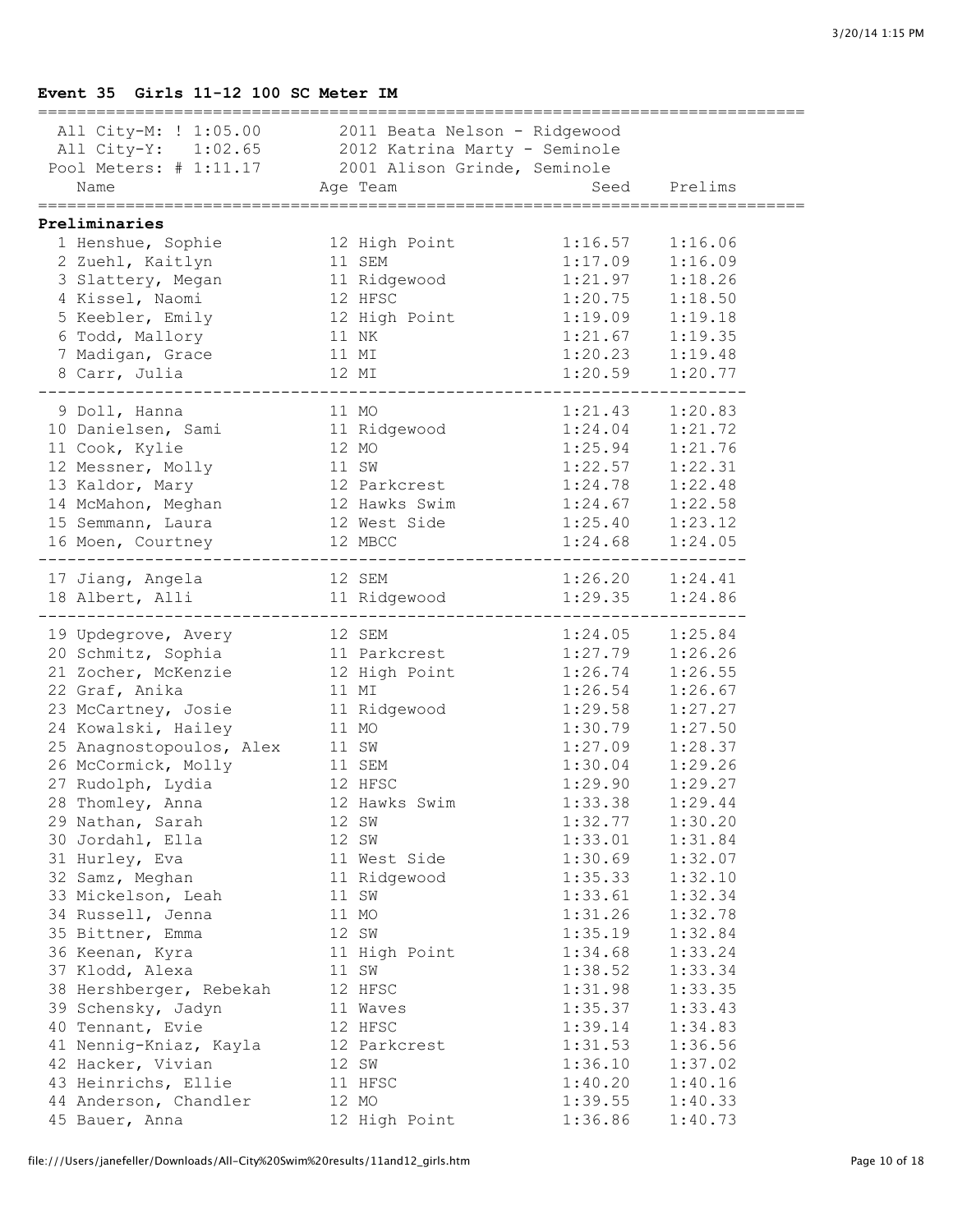### Event 35 Girls 11-12 100 SC Meter IM

| | | | |
|---|---|---|---|
| All City-M: ! 1:05.00 | 2011 Beata Nelson - Ridgewood | | |
| All City-Y: 1:02.65 | 2012 Katrina Marty - Seminole | | |
| Pool Meters: # 1:11.17 | 2001 Alison Grinde, Seminole | | |

**Preliminaries**

| Name | Age | Team | Seed | Prelims |
|---|---|---|---|---|
| 1 Henshue, Sophie | 12 | High Point | 1:16.57 | 1:16.06 |
| 2 Zuehl, Kaitlyn | 11 | SEM | 1:17.09 | 1:16.09 |
| 3 Slattery, Megan | 11 | Ridgewood | 1:21.97 | 1:18.26 |
| 4 Kissel, Naomi | 12 | HFSC | 1:20.75 | 1:18.50 |
| 5 Keebler, Emily | 12 | High Point | 1:19.09 | 1:19.18 |
| 6 Todd, Mallory | 11 | NK | 1:21.67 | 1:19.35 |
| 7 Madigan, Grace | 11 | MI | 1:20.23 | 1:19.48 |
| 8 Carr, Julia | 12 | MI | 1:20.59 | 1:20.77 |
| 9 Doll, Hanna | 11 | MO | 1:21.43 | 1:20.83 |
| 10 Danielsen, Sami | 11 | Ridgewood | 1:24.04 | 1:21.72 |
| 11 Cook, Kylie | 12 | MO | 1:25.94 | 1:21.76 |
| 12 Messner, Molly | 11 | SW | 1:22.57 | 1:22.31 |
| 13 Kaldor, Mary | 12 | Parkcrest | 1:24.78 | 1:22.48 |
| 14 McMahon, Meghan | 12 | Hawks Swim | 1:24.67 | 1:22.58 |
| 15 Semmann, Laura | 12 | West Side | 1:25.40 | 1:23.12 |
| 16 Moen, Courtney | 12 | MBCC | 1:24.68 | 1:24.05 |
| 17 Jiang, Angela | 12 | SEM | 1:26.20 | 1:24.41 |
| 18 Albert, Alli | 11 | Ridgewood | 1:29.35 | 1:24.86 |
| 19 Updegrove, Avery | 12 | SEM | 1:24.05 | 1:25.84 |
| 20 Schmitz, Sophia | 11 | Parkcrest | 1:27.79 | 1:26.26 |
| 21 Zocher, McKenzie | 12 | High Point | 1:26.74 | 1:26.55 |
| 22 Graf, Anika | 11 | MI | 1:26.54 | 1:26.67 |
| 23 McCartney, Josie | 11 | Ridgewood | 1:29.58 | 1:27.27 |
| 24 Kowalski, Hailey | 11 | MO | 1:30.79 | 1:27.50 |
| 25 Anagnostopoulos, Alex | 11 | SW | 1:27.09 | 1:28.37 |
| 26 McCormick, Molly | 11 | SEM | 1:30.04 | 1:29.26 |
| 27 Rudolph, Lydia | 12 | HFSC | 1:29.90 | 1:29.27 |
| 28 Thomley, Anna | 12 | Hawks Swim | 1:33.38 | 1:29.44 |
| 29 Nathan, Sarah | 12 | SW | 1:32.77 | 1:30.20 |
| 30 Jordahl, Ella | 12 | SW | 1:33.01 | 1:31.84 |
| 31 Hurley, Eva | 11 | West Side | 1:30.69 | 1:32.07 |
| 32 Samz, Meghan | 11 | Ridgewood | 1:35.33 | 1:32.10 |
| 33 Mickelson, Leah | 11 | SW | 1:33.61 | 1:32.34 |
| 34 Russell, Jenna | 11 | MO | 1:31.26 | 1:32.78 |
| 35 Bittner, Emma | 12 | SW | 1:35.19 | 1:32.84 |
| 36 Keenan, Kyra | 11 | High Point | 1:34.68 | 1:33.24 |
| 37 Klodd, Alexa | 11 | SW | 1:38.52 | 1:33.34 |
| 38 Hershberger, Rebekah | 12 | HFSC | 1:31.98 | 1:33.35 |
| 39 Schensky, Jadyn | 11 | Waves | 1:35.37 | 1:33.43 |
| 40 Tennant, Evie | 12 | HFSC | 1:39.14 | 1:34.83 |
| 41 Nennig-Kniaz, Kayla | 12 | Parkcrest | 1:31.53 | 1:36.56 |
| 42 Hacker, Vivian | 12 | SW | 1:36.10 | 1:37.02 |
| 43 Heinrichs, Ellie | 11 | HFSC | 1:40.20 | 1:40.16 |
| 44 Anderson, Chandler | 12 | MO | 1:39.55 | 1:40.33 |
| 45 Bauer, Anna | 12 | High Point | 1:36.86 | 1:40.73 |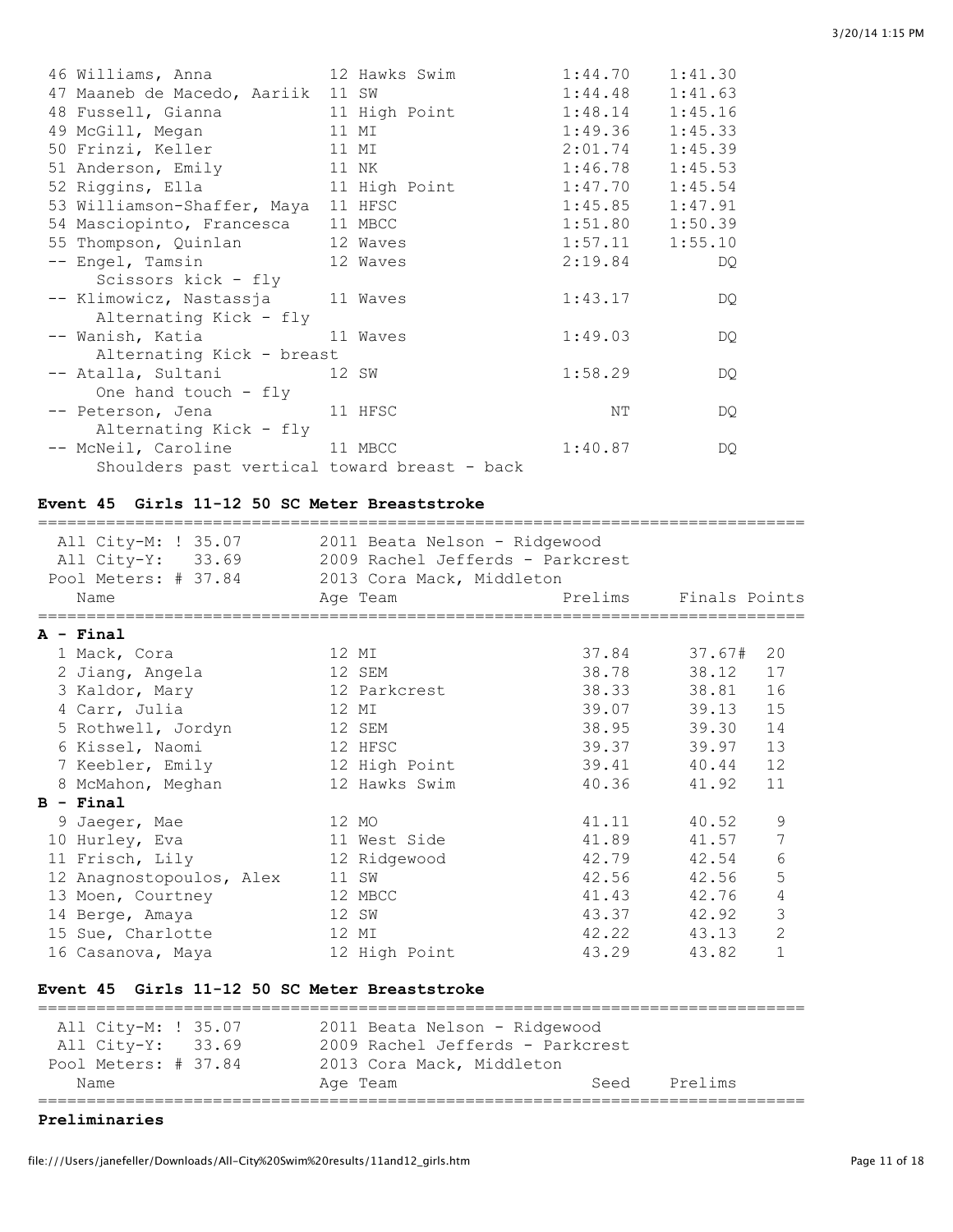| Place | Name | Age | Team | Prelims | Finals |
|---|---|---|---|---|---|
| 46 | Williams, Anna | 12 | Hawks Swim | 1:44.70 | 1:41.30 |
| 47 | Maaneb de Macedo, Aariik | 11 | SW | 1:44.48 | 1:41.63 |
| 48 | Fussell, Gianna | 11 | High Point | 1:48.14 | 1:45.16 |
| 49 | McGill, Megan | 11 | MI | 1:49.36 | 1:45.33 |
| 50 | Frinzi, Keller | 11 | MI | 2:01.74 | 1:45.39 |
| 51 | Anderson, Emily | 11 | NK | 1:46.78 | 1:45.53 |
| 52 | Riggins, Ella | 11 | High Point | 1:47.70 | 1:45.54 |
| 53 | Williamson-Shaffer, Maya | 11 | HFSC | 1:45.85 | 1:47.91 |
| 54 | Masciopinto, Francesca | 11 | MBCC | 1:51.80 | 1:50.39 |
| 55 | Thompson, Quinlan | 12 | Waves | 1:57.11 | 1:55.10 |
| -- | Engel, Tamsin | 12 | Waves | 2:19.84 | DQ |
| | Scissors kick - fly | | | | |
| -- | Klimowicz, Nastassja | 11 | Waves | 1:43.17 | DQ |
| | Alternating Kick - fly | | | | |
| -- | Wanish, Katia | 11 | Waves | 1:49.03 | DQ |
| | Alternating Kick - breast | | | | |
| -- | Atalla, Sultani | 12 | SW | 1:58.29 | DQ |
| | One hand touch - fly | | | | |
| -- | Peterson, Jena | 11 | HFSC | NT | DQ |
| | Alternating Kick - fly | | | | |
| -- | McNeil, Caroline | 11 | MBCC | 1:40.87 | DQ |
| | Shoulders past vertical toward breast - back | | | | |

### Event 45 Girls 11-12 50 SC Meter Breaststroke

All City-M: ! 35.07 — 2011 Beata Nelson - Ridgewood
All City-Y: 33.69 — 2009 Rachel Jefferds - Parkcrest
Pool Meters: # 37.84 — 2013 Cora Mack, Middleton

| Place | Name | Age | Team | Prelims | Finals | Points |
|---|---|---|---|---|---|---|
| **A - Final** | | | | | | |
| 1 | Mack, Cora | 12 | MI | 37.84 | 37.67# | 20 |
| 2 | Jiang, Angela | 12 | SEM | 38.78 | 38.12 | 17 |
| 3 | Kaldor, Mary | 12 | Parkcrest | 38.33 | 38.81 | 16 |
| 4 | Carr, Julia | 12 | MI | 39.07 | 39.13 | 15 |
| 5 | Rothwell, Jordyn | 12 | SEM | 38.95 | 39.30 | 14 |
| 6 | Kissel, Naomi | 12 | HFSC | 39.37 | 39.97 | 13 |
| 7 | Keebler, Emily | 12 | High Point | 39.41 | 40.44 | 12 |
| 8 | McMahon, Meghan | 12 | Hawks Swim | 40.36 | 41.92 | 11 |
| **B - Final** | | | | | | |
| 9 | Jaeger, Mae | 12 | MO | 41.11 | 40.52 | 9 |
| 10 | Hurley, Eva | 11 | West Side | 41.89 | 41.57 | 7 |
| 11 | Frisch, Lily | 12 | Ridgewood | 42.79 | 42.54 | 6 |
| 12 | Anagnostopoulos, Alex | 11 | SW | 42.56 | 42.56 | 5 |
| 13 | Moen, Courtney | 12 | MBCC | 41.43 | 42.76 | 4 |
| 14 | Berge, Amaya | 12 | SW | 43.37 | 42.92 | 3 |
| 15 | Sue, Charlotte | 12 | MI | 42.22 | 43.13 | 2 |
| 16 | Casanova, Maya | 12 | High Point | 43.29 | 43.82 | 1 |

### Event 45 Girls 11-12 50 SC Meter Breaststroke

All City-M: ! 35.07 — 2011 Beata Nelson - Ridgewood
All City-Y: 33.69 — 2009 Rachel Jefferds - Parkcrest
Pool Meters: # 37.84 — 2013 Cora Mack, Middleton

| Name | Age | Team | Seed | Prelims |
|---|---|---|---|---|

**Preliminaries**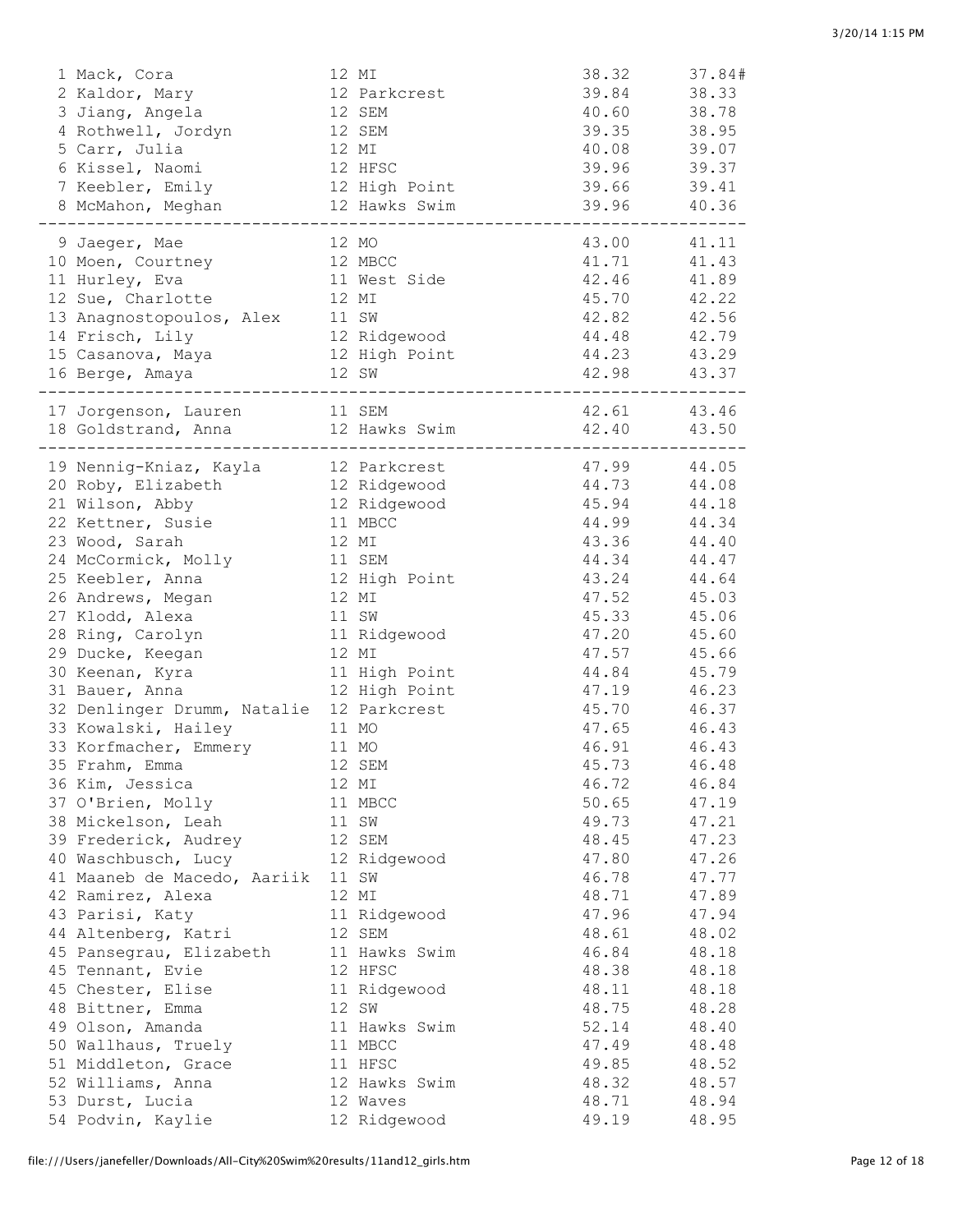| Place | Name | Age | Team | Seed Time | Finals Time |
|---|---|---|---|---|---|
| 1 | Mack, Cora | 12 | MI | 38.32 | 37.84# |
| 2 | Kaldor, Mary | 12 | Parkcrest | 39.84 | 38.33 |
| 3 | Jiang, Angela | 12 | SEM | 40.60 | 38.78 |
| 4 | Rothwell, Jordyn | 12 | SEM | 39.35 | 38.95 |
| 5 | Carr, Julia | 12 | MI | 40.08 | 39.07 |
| 6 | Kissel, Naomi | 12 | HFSC | 39.96 | 39.37 |
| 7 | Keebler, Emily | 12 | High Point | 39.66 | 39.41 |
| 8 | McMahon, Meghan | 12 | Hawks Swim | 39.96 | 40.36 |
| 9 | Jaeger, Mae | 12 | MO | 43.00 | 41.11 |
| 10 | Moen, Courtney | 12 | MBCC | 41.71 | 41.43 |
| 11 | Hurley, Eva | 11 | West Side | 42.46 | 41.89 |
| 12 | Sue, Charlotte | 12 | MI | 45.70 | 42.22 |
| 13 | Anagnostopoulos, Alex | 11 | SW | 42.82 | 42.56 |
| 14 | Frisch, Lily | 12 | Ridgewood | 44.48 | 42.79 |
| 15 | Casanova, Maya | 12 | High Point | 44.23 | 43.29 |
| 16 | Berge, Amaya | 12 | SW | 42.98 | 43.37 |
| 17 | Jorgenson, Lauren | 11 | SEM | 42.61 | 43.46 |
| 18 | Goldstrand, Anna | 12 | Hawks Swim | 42.40 | 43.50 |
| 19 | Nennig-Kniaz, Kayla | 12 | Parkcrest | 47.99 | 44.05 |
| 20 | Roby, Elizabeth | 12 | Ridgewood | 44.73 | 44.08 |
| 21 | Wilson, Abby | 12 | Ridgewood | 45.94 | 44.18 |
| 22 | Kettner, Susie | 11 | MBCC | 44.99 | 44.34 |
| 23 | Wood, Sarah | 12 | MI | 43.36 | 44.40 |
| 24 | McCormick, Molly | 11 | SEM | 44.34 | 44.47 |
| 25 | Keebler, Anna | 12 | High Point | 43.24 | 44.64 |
| 26 | Andrews, Megan | 12 | MI | 47.52 | 45.03 |
| 27 | Klodd, Alexa | 11 | SW | 45.33 | 45.06 |
| 28 | Ring, Carolyn | 11 | Ridgewood | 47.20 | 45.60 |
| 29 | Ducke, Keegan | 12 | MI | 47.57 | 45.66 |
| 30 | Keenan, Kyra | 11 | High Point | 44.84 | 45.79 |
| 31 | Bauer, Anna | 12 | High Point | 47.19 | 46.23 |
| 32 | Denlinger Drumm, Natalie | 12 | Parkcrest | 45.70 | 46.37 |
| 33 | Kowalski, Hailey | 11 | MO | 47.65 | 46.43 |
| 33 | Korfmacher, Emmery | 11 | MO | 46.91 | 46.43 |
| 35 | Frahm, Emma | 12 | SEM | 45.73 | 46.48 |
| 36 | Kim, Jessica | 12 | MI | 46.72 | 46.84 |
| 37 | O'Brien, Molly | 11 | MBCC | 50.65 | 47.19 |
| 38 | Mickelson, Leah | 11 | SW | 49.73 | 47.21 |
| 39 | Frederick, Audrey | 12 | SEM | 48.45 | 47.23 |
| 40 | Waschbusch, Lucy | 12 | Ridgewood | 47.80 | 47.26 |
| 41 | Maaneb de Macedo, Aariik | 11 | SW | 46.78 | 47.77 |
| 42 | Ramirez, Alexa | 12 | MI | 48.71 | 47.89 |
| 43 | Parisi, Katy | 11 | Ridgewood | 47.96 | 47.94 |
| 44 | Altenberg, Katri | 12 | SEM | 48.61 | 48.02 |
| 45 | Pansegrau, Elizabeth | 11 | Hawks Swim | 46.84 | 48.18 |
| 45 | Tennant, Evie | 12 | HFSC | 48.38 | 48.18 |
| 45 | Chester, Elise | 11 | Ridgewood | 48.11 | 48.18 |
| 48 | Bittner, Emma | 12 | SW | 48.75 | 48.28 |
| 49 | Olson, Amanda | 11 | Hawks Swim | 52.14 | 48.40 |
| 50 | Wallhaus, Truely | 11 | MBCC | 47.49 | 48.48 |
| 51 | Middleton, Grace | 11 | HFSC | 49.85 | 48.52 |
| 52 | Williams, Anna | 12 | Hawks Swim | 48.32 | 48.57 |
| 53 | Durst, Lucia | 12 | Waves | 48.71 | 48.94 |
| 54 | Podvin, Kaylie | 12 | Ridgewood | 49.19 | 48.95 |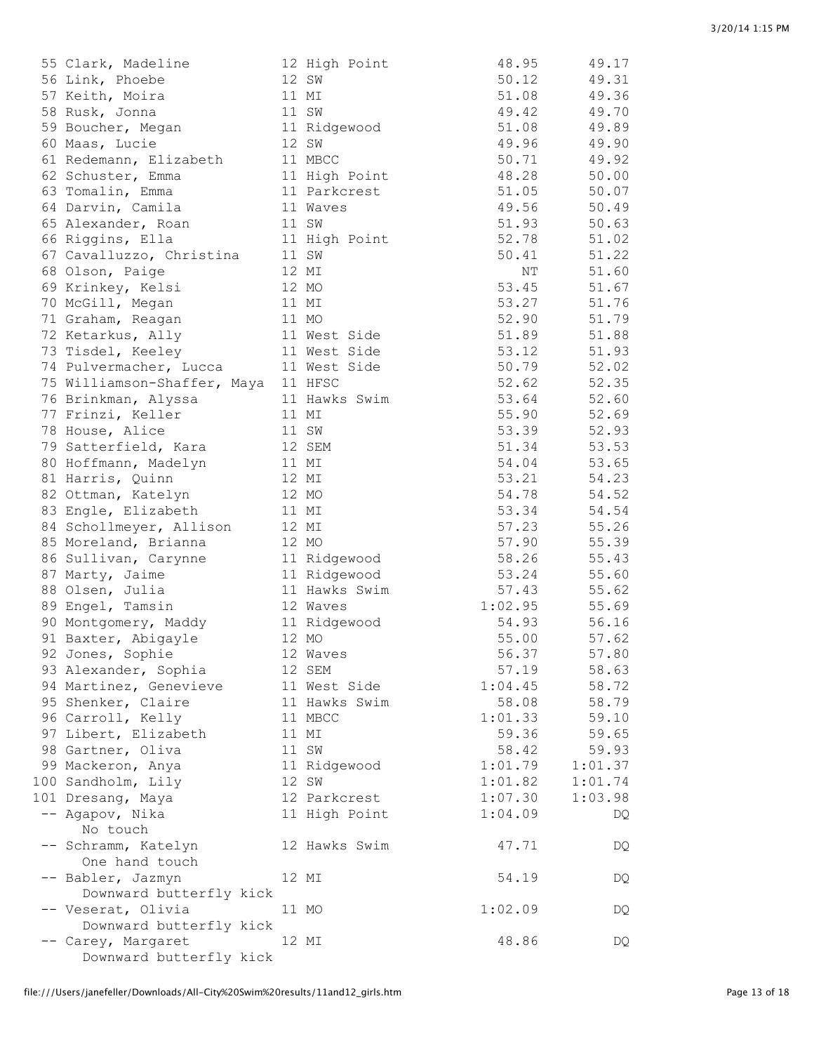| Place | Name | Age | Team | Seed Time | Finals Time |
|---|---|---|---|---|---|
| 55 | Clark, Madeline | 12 | High Point | 48.95 | 49.17 |
| 56 | Link, Phoebe | 12 | SW | 50.12 | 49.31 |
| 57 | Keith, Moira | 11 | MI | 51.08 | 49.36 |
| 58 | Rusk, Jonna | 11 | SW | 49.42 | 49.70 |
| 59 | Boucher, Megan | 11 | Ridgewood | 51.08 | 49.89 |
| 60 | Maas, Lucie | 12 | SW | 49.96 | 49.90 |
| 61 | Redemann, Elizabeth | 11 | MBCC | 50.71 | 49.92 |
| 62 | Schuster, Emma | 11 | High Point | 48.28 | 50.00 |
| 63 | Tomalin, Emma | 11 | Parkcrest | 51.05 | 50.07 |
| 64 | Darvin, Camila | 11 | Waves | 49.56 | 50.49 |
| 65 | Alexander, Roan | 11 | SW | 51.93 | 50.63 |
| 66 | Riggins, Ella | 11 | High Point | 52.78 | 51.02 |
| 67 | Cavalluzzo, Christina | 11 | SW | 50.41 | 51.22 |
| 68 | Olson, Paige | 12 | MI | NT | 51.60 |
| 69 | Krinkey, Kelsi | 12 | MO | 53.45 | 51.67 |
| 70 | McGill, Megan | 11 | MI | 53.27 | 51.76 |
| 71 | Graham, Reagan | 11 | MO | 52.90 | 51.79 |
| 72 | Ketarkus, Ally | 11 | West Side | 51.89 | 51.88 |
| 73 | Tisdel, Keeley | 11 | West Side | 53.12 | 51.93 |
| 74 | Pulvermacher, Lucca | 11 | West Side | 50.79 | 52.02 |
| 75 | Williamson-Shaffer, Maya | 11 | HFSC | 52.62 | 52.35 |
| 76 | Brinkman, Alyssa | 11 | Hawks Swim | 53.64 | 52.60 |
| 77 | Frinzi, Keller | 11 | MI | 55.90 | 52.69 |
| 78 | House, Alice | 11 | SW | 53.39 | 52.93 |
| 79 | Satterfield, Kara | 12 | SEM | 51.34 | 53.53 |
| 80 | Hoffmann, Madelyn | 11 | MI | 54.04 | 53.65 |
| 81 | Harris, Quinn | 12 | MI | 53.21 | 54.23 |
| 82 | Ottman, Katelyn | 12 | MO | 54.78 | 54.52 |
| 83 | Engle, Elizabeth | 11 | MI | 53.34 | 54.54 |
| 84 | Schollmeyer, Allison | 12 | MI | 57.23 | 55.26 |
| 85 | Moreland, Brianna | 12 | MO | 57.90 | 55.39 |
| 86 | Sullivan, Carynne | 11 | Ridgewood | 58.26 | 55.43 |
| 87 | Marty, Jaime | 11 | Ridgewood | 53.24 | 55.60 |
| 88 | Olsen, Julia | 11 | Hawks Swim | 57.43 | 55.62 |
| 89 | Engel, Tamsin | 12 | Waves | 1:02.95 | 55.69 |
| 90 | Montgomery, Maddy | 11 | Ridgewood | 54.93 | 56.16 |
| 91 | Baxter, Abigayle | 12 | MO | 55.00 | 57.62 |
| 92 | Jones, Sophie | 12 | Waves | 56.37 | 57.80 |
| 93 | Alexander, Sophia | 12 | SEM | 57.19 | 58.63 |
| 94 | Martinez, Genevieve | 11 | West Side | 1:04.45 | 58.72 |
| 95 | Shenker, Claire | 11 | Hawks Swim | 58.08 | 58.79 |
| 96 | Carroll, Kelly | 11 | MBCC | 1:01.33 | 59.10 |
| 97 | Libert, Elizabeth | 11 | MI | 59.36 | 59.65 |
| 98 | Gartner, Oliva | 11 | SW | 58.42 | 59.93 |
| 99 | Mackeron, Anya | 11 | Ridgewood | 1:01.79 | 1:01.37 |
| 100 | Sandholm, Lily | 12 | SW | 1:01.82 | 1:01.74 |
| 101 | Dresang, Maya | 12 | Parkcrest | 1:07.30 | 1:03.98 |
| -- | Agapov, Nika (No touch) | 11 | High Point | 1:04.09 | DQ |
| -- | Schramm, Katelyn (One hand touch) | 12 | Hawks Swim | 47.71 | DQ |
| -- | Babler, Jazmyn (Downward butterfly kick) | 12 | MI | 54.19 | DQ |
| -- | Veserat, Olivia (Downward butterfly kick) | 11 | MO | 1:02.09 | DQ |
| -- | Carey, Margaret (Downward butterfly kick) | 12 | MI | 48.86 | DQ |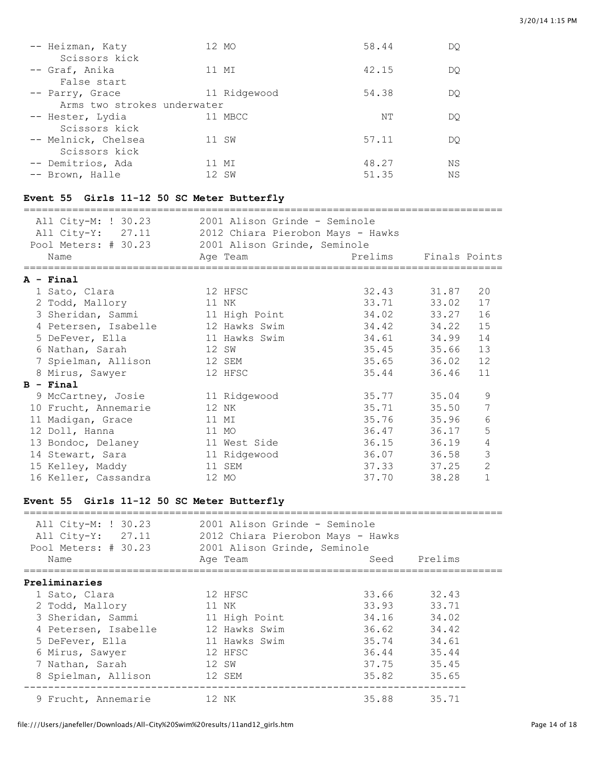| Name | Age | Team | Prelims | Finals |
|---|---|---|---|---|
| -- Heizman, Katy | 12 | MO | 58.44 | DQ |
| Scissors kick | | | | |
| -- Graf, Anika | 11 | MI | 42.15 | DQ |
| False start | | | | |
| -- Parry, Grace | 11 | Ridgewood | 54.38 | DQ |
| Arms two strokes underwater | | | | |
| -- Hester, Lydia | 11 | MBCC | NT | DQ |
| Scissors kick | | | | |
| -- Melnick, Chelsea | 11 | SW | 57.11 | DQ |
| Scissors kick | | | | |
| -- Demitrios, Ada | 11 | MI | 48.27 | NS |
| -- Brown, Halle | 12 | SW | 51.35 | NS |

### Event 55 Girls 11-12 50 SC Meter Butterfly

All City-M: ! 30.23 — 2001 Alison Grinde - Seminole
All City-Y: 27.11 — 2012 Chiara Pierobon Mays - Hawks
Pool Meters: # 30.23 — 2001 Alison Grinde, Seminole

| Name | Age | Team | Prelims | Finals | Points |
|---|---|---|---|---|---|
| **A - Final** | | | | | |
| 1 Sato, Clara | 12 | HFSC | 32.43 | 31.87 | 20 |
| 2 Todd, Mallory | 11 | NK | 33.71 | 33.02 | 17 |
| 3 Sheridan, Sammi | 11 | High Point | 34.02 | 33.27 | 16 |
| 4 Petersen, Isabelle | 12 | Hawks Swim | 34.42 | 34.22 | 15 |
| 5 DeFever, Ella | 11 | Hawks Swim | 34.61 | 34.99 | 14 |
| 6 Nathan, Sarah | 12 | SW | 35.45 | 35.66 | 13 |
| 7 Spielman, Allison | 12 | SEM | 35.65 | 36.02 | 12 |
| 8 Mirus, Sawyer | 12 | HFSC | 35.44 | 36.46 | 11 |
| **B - Final** | | | | | |
| 9 McCartney, Josie | 11 | Ridgewood | 35.77 | 35.04 | 9 |
| 10 Frucht, Annemarie | 12 | NK | 35.71 | 35.50 | 7 |
| 11 Madigan, Grace | 11 | MI | 35.76 | 35.96 | 6 |
| 12 Doll, Hanna | 11 | MO | 36.47 | 36.17 | 5 |
| 13 Bondoc, Delaney | 11 | West Side | 36.15 | 36.19 | 4 |
| 14 Stewart, Sara | 11 | Ridgewood | 36.07 | 36.58 | 3 |
| 15 Kelley, Maddy | 11 | SEM | 37.33 | 37.25 | 2 |
| 16 Keller, Cassandra | 12 | MO | 37.70 | 38.28 | 1 |

### Event 55 Girls 11-12 50 SC Meter Butterfly

All City-M: ! 30.23 — 2001 Alison Grinde - Seminole
All City-Y: 27.11 — 2012 Chiara Pierobon Mays - Hawks
Pool Meters: # 30.23 — 2001 Alison Grinde, Seminole

| Name | Age | Team | Seed | Prelims |
|---|---|---|---|---|
| **Preliminaries** | | | | |
| 1 Sato, Clara | 12 | HFSC | 33.66 | 32.43 |
| 2 Todd, Mallory | 11 | NK | 33.93 | 33.71 |
| 3 Sheridan, Sammi | 11 | High Point | 34.16 | 34.02 |
| 4 Petersen, Isabelle | 12 | Hawks Swim | 36.62 | 34.42 |
| 5 DeFever, Ella | 11 | Hawks Swim | 35.74 | 34.61 |
| 6 Mirus, Sawyer | 12 | HFSC | 36.44 | 35.44 |
| 7 Nathan, Sarah | 12 | SW | 37.75 | 35.45 |
| 8 Spielman, Allison | 12 | SEM | 35.82 | 35.65 |
| 9 Frucht, Annemarie | 12 | NK | 35.88 | 35.71 |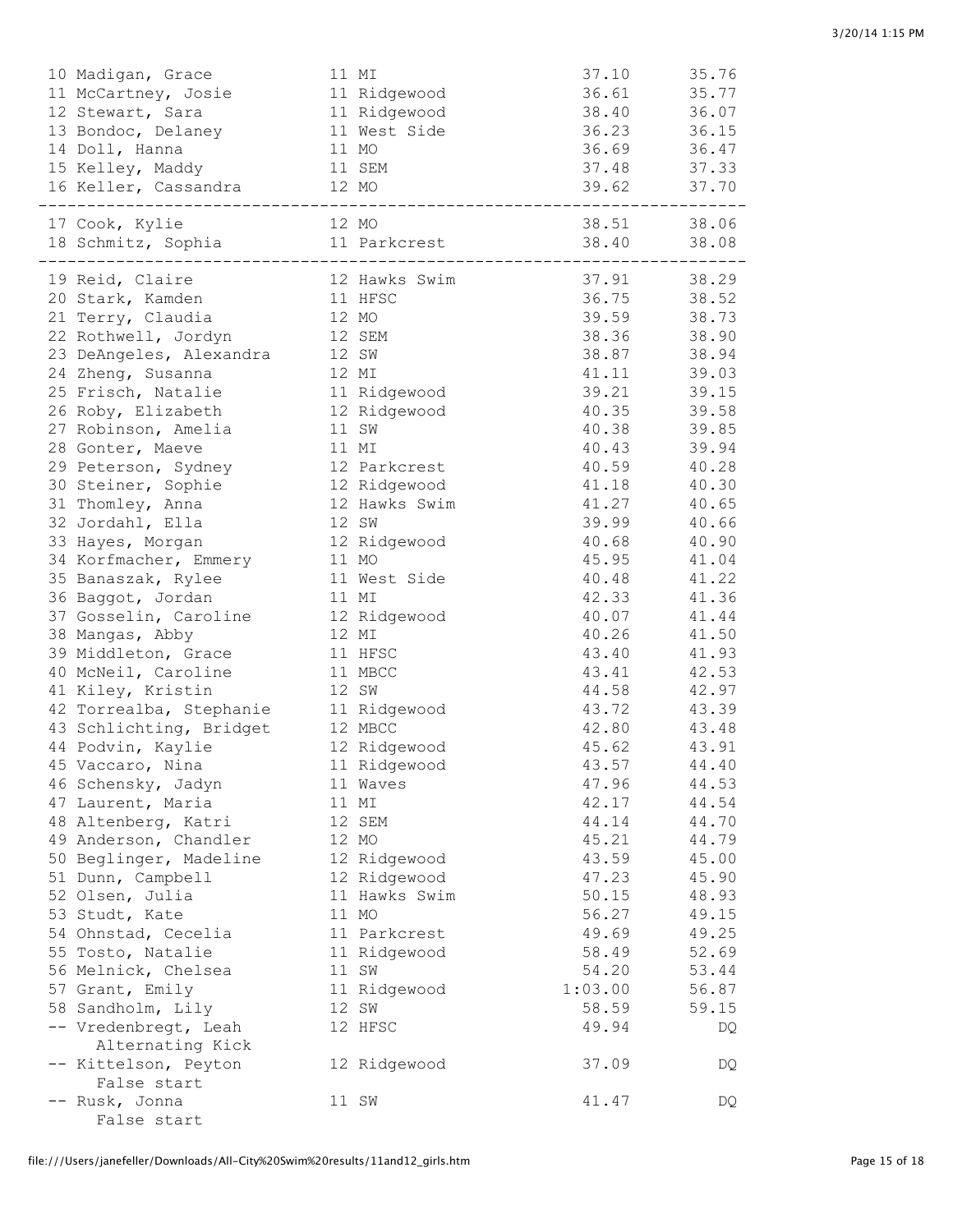| Place | Name | Age | Team | Seed Time | Finals Time |
|---|---|---|---|---|---|
| 10 | Madigan, Grace | 11 | MI | 37.10 | 35.76 |
| 11 | McCartney, Josie | 11 | Ridgewood | 36.61 | 35.77 |
| 12 | Stewart, Sara | 11 | Ridgewood | 38.40 | 36.07 |
| 13 | Bondoc, Delaney | 11 | West Side | 36.23 | 36.15 |
| 14 | Doll, Hanna | 11 | MO | 36.69 | 36.47 |
| 15 | Kelley, Maddy | 11 | SEM | 37.48 | 37.33 |
| 16 | Keller, Cassandra | 12 | MO | 39.62 | 37.70 |
| 17 | Cook, Kylie | 12 | MO | 38.51 | 38.06 |
| 18 | Schmitz, Sophia | 11 | Parkcrest | 38.40 | 38.08 |
| 19 | Reid, Claire | 12 | Hawks Swim | 37.91 | 38.29 |
| 20 | Stark, Kamden | 11 | HFSC | 36.75 | 38.52 |
| 21 | Terry, Claudia | 12 | MO | 39.59 | 38.73 |
| 22 | Rothwell, Jordyn | 12 | SEM | 38.36 | 38.90 |
| 23 | DeAngeles, Alexandra | 12 | SW | 38.87 | 38.94 |
| 24 | Zheng, Susanna | 12 | MI | 41.11 | 39.03 |
| 25 | Frisch, Natalie | 11 | Ridgewood | 39.21 | 39.15 |
| 26 | Roby, Elizabeth | 12 | Ridgewood | 40.35 | 39.58 |
| 27 | Robinson, Amelia | 11 | SW | 40.38 | 39.85 |
| 28 | Gonter, Maeve | 11 | MI | 40.43 | 39.94 |
| 29 | Peterson, Sydney | 12 | Parkcrest | 40.59 | 40.28 |
| 30 | Steiner, Sophie | 12 | Ridgewood | 41.18 | 40.30 |
| 31 | Thomley, Anna | 12 | Hawks Swim | 41.27 | 40.65 |
| 32 | Jordahl, Ella | 12 | SW | 39.99 | 40.66 |
| 33 | Hayes, Morgan | 12 | Ridgewood | 40.68 | 40.90 |
| 34 | Korfmacher, Emmery | 11 | MO | 45.95 | 41.04 |
| 35 | Banaszak, Rylee | 11 | West Side | 40.48 | 41.22 |
| 36 | Baggot, Jordan | 11 | MI | 42.33 | 41.36 |
| 37 | Gosselin, Caroline | 12 | Ridgewood | 40.07 | 41.44 |
| 38 | Mangas, Abby | 12 | MI | 40.26 | 41.50 |
| 39 | Middleton, Grace | 11 | HFSC | 43.40 | 41.93 |
| 40 | McNeil, Caroline | 11 | MBCC | 43.41 | 42.53 |
| 41 | Kiley, Kristin | 12 | SW | 44.58 | 42.97 |
| 42 | Torrealba, Stephanie | 11 | Ridgewood | 43.72 | 43.39 |
| 43 | Schlichting, Bridget | 12 | MBCC | 42.80 | 43.48 |
| 44 | Podvin, Kaylie | 12 | Ridgewood | 45.62 | 43.91 |
| 45 | Vaccaro, Nina | 11 | Ridgewood | 43.57 | 44.40 |
| 46 | Schensky, Jadyn | 11 | Waves | 47.96 | 44.53 |
| 47 | Laurent, Maria | 11 | MI | 42.17 | 44.54 |
| 48 | Altenberg, Katri | 12 | SEM | 44.14 | 44.70 |
| 49 | Anderson, Chandler | 12 | MO | 45.21 | 44.79 |
| 50 | Beglinger, Madeline | 12 | Ridgewood | 43.59 | 45.00 |
| 51 | Dunn, Campbell | 12 | Ridgewood | 47.23 | 45.90 |
| 52 | Olsen, Julia | 11 | Hawks Swim | 50.15 | 48.93 |
| 53 | Studt, Kate | 11 | MO | 56.27 | 49.15 |
| 54 | Ohnstad, Cecelia | 11 | Parkcrest | 49.69 | 49.25 |
| 55 | Tosto, Natalie | 11 | Ridgewood | 58.49 | 52.69 |
| 56 | Melnick, Chelsea | 11 | SW | 54.20 | 53.44 |
| 57 | Grant, Emily | 11 | Ridgewood | 1:03.00 | 56.87 |
| 58 | Sandholm, Lily | 12 | SW | 58.59 | 59.15 |
| -- | Vredenbregt, Leah (Alternating Kick) | 12 | HFSC | 49.94 | DQ |
| -- | Kittelson, Peyton (False start) | 12 | Ridgewood | 37.09 | DQ |
| -- | Rusk, Jonna (False start) | 11 | SW | 41.47 | DQ |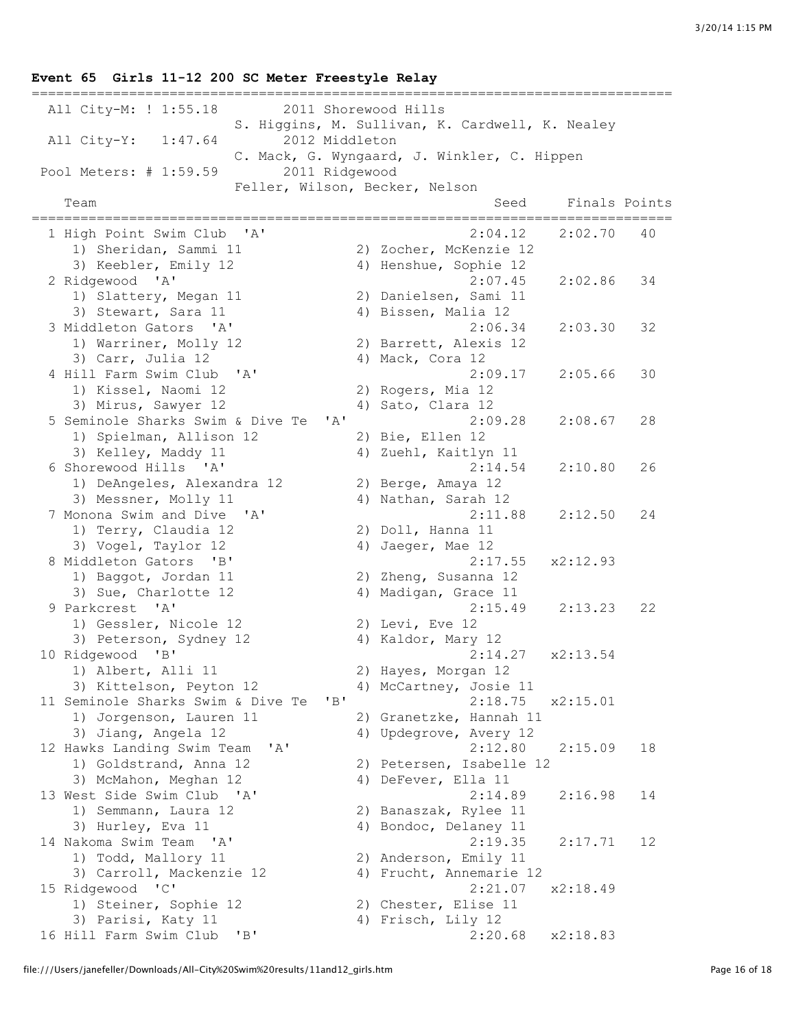## Event 65 Girls 11-12 200 SC Meter Freestyle Relay

| Record | Time | Year/Team | Swimmers |
|---|---|---|---|
| All City-M: | ! 1:55.18 | 2011 Shorewood Hills | S. Higgins, M. Sullivan, K. Cardwell, K. Nealey |
| All City-Y: | 1:47.64 | 2012 Middleton | C. Mack, G. Wyngaard, J. Winkler, C. Hippen |
| Pool Meters: | # 1:59.59 | 2011 Ridgewood | Feller, Wilson, Becker, Nelson |

| Place | Team | Seed | Finals | Points |
|---|---|---|---|---|
| 1 | High Point Swim Club 'A' | 2:04.12 | 2:02.70 | 40 |
| | 1) Sheridan, Sammi 11; 2) Zocher, McKenzie 12; 3) Keebler, Emily 12; 4) Henshue, Sophie 12 | | | |
| 2 | Ridgewood 'A' | 2:07.45 | 2:02.86 | 34 |
| | 1) Slattery, Megan 11; 2) Danielsen, Sami 11; 3) Stewart, Sara 11; 4) Bissen, Malia 12 | | | |
| 3 | Middleton Gators 'A' | 2:06.34 | 2:03.30 | 32 |
| | 1) Warriner, Molly 12; 2) Barrett, Alexis 12; 3) Carr, Julia 12; 4) Mack, Cora 12 | | | |
| 4 | Hill Farm Swim Club 'A' | 2:09.17 | 2:05.66 | 30 |
| | 1) Kissel, Naomi 12; 2) Rogers, Mia 12; 3) Mirus, Sawyer 12; 4) Sato, Clara 12 | | | |
| 5 | Seminole Sharks Swim & Dive Te 'A' | 2:09.28 | 2:08.67 | 28 |
| | 1) Spielman, Allison 12; 2) Bie, Ellen 12; 3) Kelley, Maddy 11; 4) Zuehl, Kaitlyn 11 | | | |
| 6 | Shorewood Hills 'A' | 2:14.54 | 2:10.80 | 26 |
| | 1) DeAngeles, Alexandra 12; 2) Berge, Amaya 12; 3) Messner, Molly 11; 4) Nathan, Sarah 12 | | | |
| 7 | Monona Swim and Dive 'A' | 2:11.88 | 2:12.50 | 24 |
| | 1) Terry, Claudia 12; 2) Doll, Hanna 11; 3) Vogel, Taylor 12; 4) Jaeger, Mae 12 | | | |
| 8 | Middleton Gators 'B' | 2:17.55 | x2:12.93 | |
| | 1) Baggot, Jordan 11; 2) Zheng, Susanna 12; 3) Sue, Charlotte 12; 4) Madigan, Grace 11 | | | |
| 9 | Parkcrest 'A' | 2:15.49 | 2:13.23 | 22 |
| | 1) Gessler, Nicole 12; 2) Levi, Eve 12; 3) Peterson, Sydney 12; 4) Kaldor, Mary 12 | | | |
| 10 | Ridgewood 'B' | 2:14.27 | x2:13.54 | |
| | 1) Albert, Alli 11; 2) Hayes, Morgan 12; 3) Kittelson, Peyton 12; 4) McCartney, Josie 11 | | | |
| 11 | Seminole Sharks Swim & Dive Te 'B' | 2:18.75 | x2:15.01 | |
| | 1) Jorgenson, Lauren 11; 2) Granetzke, Hannah 11; 3) Jiang, Angela 12; 4) Updegrove, Avery 12 | | | |
| 12 | Hawks Landing Swim Team 'A' | 2:12.80 | 2:15.09 | 18 |
| | 1) Goldstrand, Anna 12; 2) Petersen, Isabelle 12; 3) McMahon, Meghan 12; 4) DeFever, Ella 11 | | | |
| 13 | West Side Swim Club 'A' | 2:14.89 | 2:16.98 | 14 |
| | 1) Semmann, Laura 12; 2) Banaszak, Rylee 11; 3) Hurley, Eva 11; 4) Bondoc, Delaney 11 | | | |
| 14 | Nakoma Swim Team 'A' | 2:19.35 | 2:17.71 | 12 |
| | 1) Todd, Mallory 11; 2) Anderson, Emily 11; 3) Carroll, Mackenzie 12; 4) Frucht, Annemarie 12 | | | |
| 15 | Ridgewood 'C' | 2:21.07 | x2:18.49 | |
| | 1) Steiner, Sophie 12; 2) Chester, Elise 11; 3) Parisi, Katy 11; 4) Frisch, Lily 12 | | | |
| 16 | Hill Farm Swim Club 'B' | 2:20.68 | x2:18.83 | |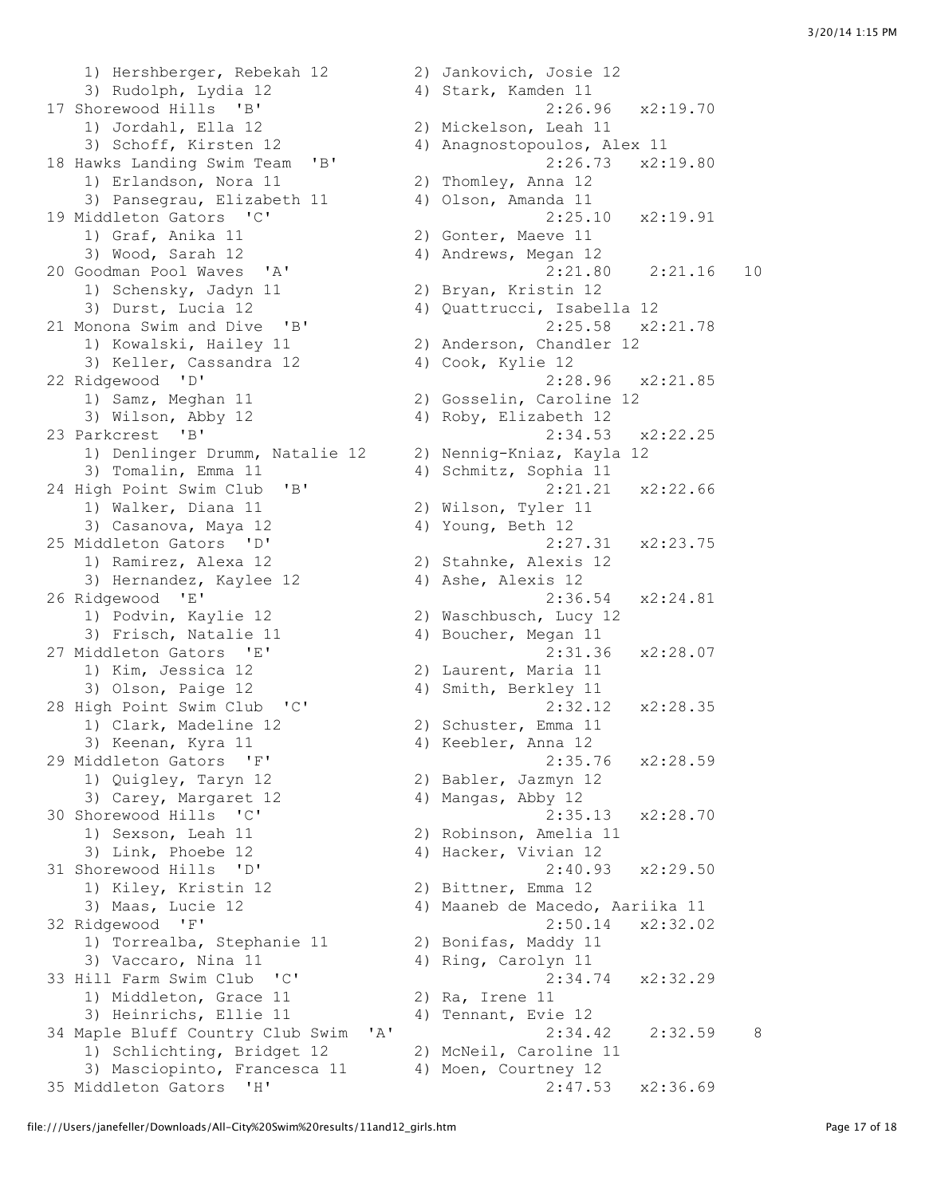```
    1) Hershberger, Rebekah 12         2) Jankovich, Josie 12
    3) Rudolph, Lydia 12               4) Stark, Kamden 11
 17 Shorewood Hills  'B'                         2:26.96   x2:19.70
    1) Jordahl, Ella 12                2) Mickelson, Leah 11
    3) Schoff, Kirsten 12              4) Anagnostopoulos, Alex 11
 18 Hawks Landing Swim Team  'B'                 2:26.73   x2:19.80
    1) Erlandson, Nora 11              2) Thomley, Anna 12
    3) Pansegrau, Elizabeth 11         4) Olson, Amanda 11
 19 Middleton Gators  'C'                        2:25.10   x2:19.91
    1) Graf, Anika 11                  2) Gonter, Maeve 11
    3) Wood, Sarah 12                  4) Andrews, Megan 12
 20 Goodman Pool Waves  'A'                      2:21.80    2:21.16   10
    1) Schensky, Jadyn 11              2) Bryan, Kristin 12
    3) Durst, Lucia 12                 4) Quattrucci, Isabella 12
 21 Monona Swim and Dive  'B'                    2:25.58   x2:21.78
    1) Kowalski, Hailey 11             2) Anderson, Chandler 12
    3) Keller, Cassandra 12            4) Cook, Kylie 12
 22 Ridgewood  'D'                               2:28.96   x2:21.85
    1) Samz, Meghan 11                 2) Gosselin, Caroline 12
    3) Wilson, Abby 12                 4) Roby, Elizabeth 12
 23 Parkcrest  'B'                               2:34.53   x2:22.25
    1) Denlinger Drumm, Natalie 12     2) Nennig-Kniaz, Kayla 12
    3) Tomalin, Emma 11                4) Schmitz, Sophia 11
 24 High Point Swim Club  'B'                    2:21.21   x2:22.66
    1) Walker, Diana 11                2) Wilson, Tyler 11
    3) Casanova, Maya 12               4) Young, Beth 12
 25 Middleton Gators  'D'                        2:27.31   x2:23.75
    1) Ramirez, Alexa 12               2) Stahnke, Alexis 12
    3) Hernandez, Kaylee 12            4) Ashe, Alexis 12
 26 Ridgewood  'E'                               2:36.54   x2:24.81
    1) Podvin, Kaylie 12               2) Waschbusch, Lucy 12
    3) Frisch, Natalie 11              4) Boucher, Megan 11
 27 Middleton Gators  'E'                        2:31.36   x2:28.07
    1) Kim, Jessica 12                 2) Laurent, Maria 11
    3) Olson, Paige 12                 4) Smith, Berkley 11
 28 High Point Swim Club  'C'                    2:32.12   x2:28.35
    1) Clark, Madeline 12              2) Schuster, Emma 11
    3) Keenan, Kyra 11                 4) Keebler, Anna 12
 29 Middleton Gators  'F'                        2:35.76   x2:28.59
    1) Quigley, Taryn 12               2) Babler, Jazmyn 12
    3) Carey, Margaret 12              4) Mangas, Abby 12
 30 Shorewood Hills  'C'                         2:35.13   x2:28.70
    1) Sexson, Leah 11                 2) Robinson, Amelia 11
    3) Link, Phoebe 12                 4) Hacker, Vivian 12
 31 Shorewood Hills  'D'                         2:40.93   x2:29.50
    1) Kiley, Kristin 12               2) Bittner, Emma 12
    3) Maas, Lucie 12                  4) Maaneb de Macedo, Aariika 11
 32 Ridgewood  'F'                               2:50.14   x2:32.02
    1) Torrealba, Stephanie 11         2) Bonifas, Maddy 11
    3) Vaccaro, Nina 11                4) Ring, Carolyn 11
 33 Hill Farm Swim Club  'C'                     2:34.74   x2:32.29
    1) Middleton, Grace 11             2) Ra, Irene 11
    3) Heinrichs, Ellie 11             4) Tennant, Evie 12
 34 Maple Bluff Country Club Swim  'A'           2:34.42    2:32.59    8
    1) Schlichting, Bridget 12         2) McNeil, Caroline 11
    3) Masciopinto, Francesca 11       4) Moen, Courtney 12
 35 Middleton Gators  'H'                        2:47.53   x2:36.69
```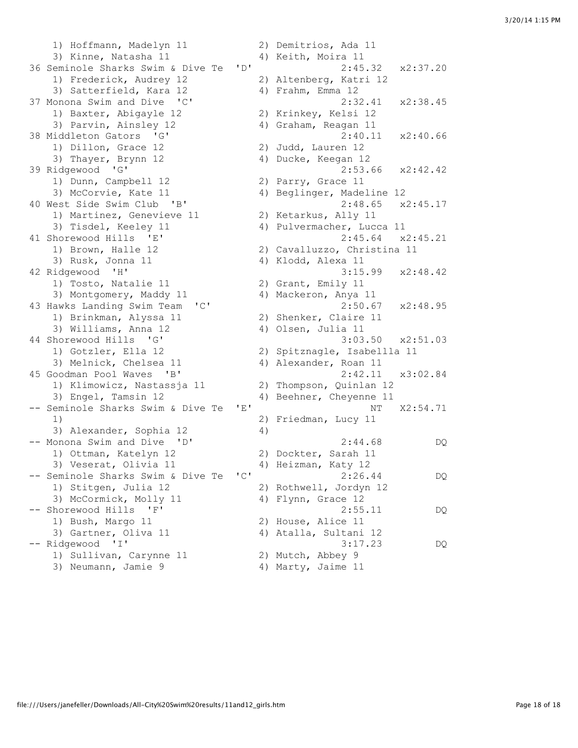```
    1) Hoffmann, Madelyn 11           2) Demitrios, Ada 11
    3) Kinne, Natasha 11              4) Keith, Moira 11
 36 Seminole Sharks Swim & Dive Te  'D'               2:45.32   x2:37.20
    1) Frederick, Audrey 12           2) Altenberg, Katri 12
    3) Satterfield, Kara 12           4) Frahm, Emma 12
 37 Monona Swim and Dive  'C'                         2:32.41   x2:38.45
    1) Baxter, Abigayle 12            2) Krinkey, Kelsi 12
    3) Parvin, Ainsley 12             4) Graham, Reagan 11
 38 Middleton Gators  'G'                             2:40.11   x2:40.66
    1) Dillon, Grace 12               2) Judd, Lauren 12
    3) Thayer, Brynn 12               4) Ducke, Keegan 12
 39 Ridgewood  'G'                                    2:53.66   x2:42.42
    1) Dunn, Campbell 12              2) Parry, Grace 11
    3) McCorvie, Kate 11              4) Beglinger, Madeline 12
 40 West Side Swim Club  'B'                          2:48.65   x2:45.17
    1) Martinez, Genevieve 11         2) Ketarkus, Ally 11
    3) Tisdel, Keeley 11              4) Pulvermacher, Lucca 11
 41 Shorewood Hills  'E'                              2:45.64   x2:45.21
    1) Brown, Halle 12                2) Cavalluzzo, Christina 11
    3) Rusk, Jonna 11                 4) Klodd, Alexa 11
 42 Ridgewood  'H'                                    3:15.99   x2:48.42
    1) Tosto, Natalie 11              2) Grant, Emily 11
    3) Montgomery, Maddy 11           4) Mackeron, Anya 11
 43 Hawks Landing Swim Team  'C'                      2:50.67   x2:48.95
    1) Brinkman, Alyssa 11            2) Shenker, Claire 11
    3) Williams, Anna 12              4) Olsen, Julia 11
 44 Shorewood Hills  'G'                              3:03.50   x2:51.03
    1) Gotzler, Ella 12               2) Spitznagle, Isabellla 11
    3) Melnick, Chelsea 11            4) Alexander, Roan 11
 45 Goodman Pool Waves  'B'                           2:42.11   x3:02.84
    1) Klimowicz, Nastassja 11        2) Thompson, Quinlan 12
    3) Engel, Tamsin 12               4) Beehner, Cheyenne 11
 -- Seminole Sharks Swim & Dive Te  'E'                    NT   X2:54.71
    1)                                2) Friedman, Lucy 11
    3) Alexander, Sophia 12           4)
 -- Monona Swim and Dive  'D'                         2:44.68         DQ
    1) Ottman, Katelyn 12             2) Dockter, Sarah 11
    3) Veserat, Olivia 11             4) Heizman, Katy 12
 -- Seminole Sharks Swim & Dive Te  'C'               2:26.44         DQ
    1) Stitgen, Julia 12              2) Rothwell, Jordyn 12
    3) McCormick, Molly 11            4) Flynn, Grace 12
 -- Shorewood Hills  'F'                              2:55.11         DQ
    1) Bush, Margo 11                 2) House, Alice 11
    3) Gartner, Oliva 11              4) Atalla, Sultani 12
 -- Ridgewood  'I'                                    3:17.23         DQ
    1) Sullivan, Carynne 11           2) Mutch, Abbey 9
    3) Neumann, Jamie 9               4) Marty, Jaime 11
```